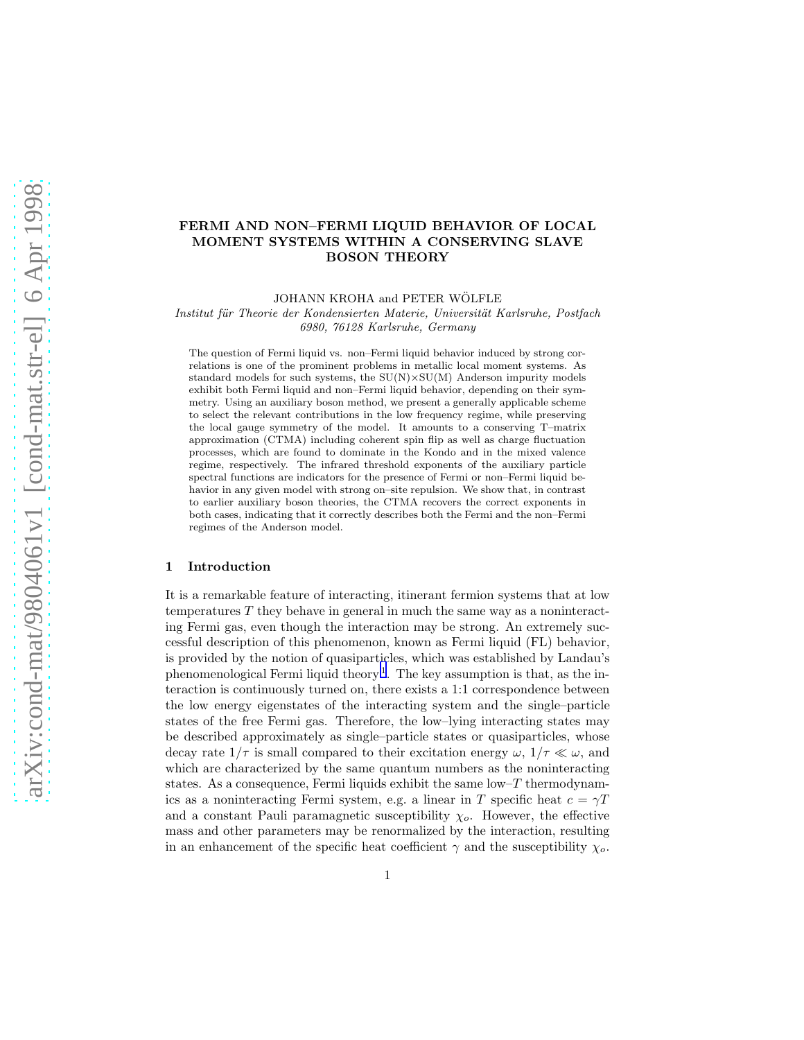# FERMI AND NON–FERMI LIQUID BEHAVIOR OF LOCAL MOMENT SYSTEMS WITHIN A CONSERVING SLAVE BOSON THEORY

JOHANN KROHA and PETER WÖLFLE

*Institut für Theorie der Kondensierten Materie, Universität Karlsruhe, Postfach 6980, 76128 Karlsruhe, Germany*

The question of Fermi liquid vs. non–Fermi liquid behavior induced by strong correlations is one of the prominent problems in metallic local moment systems. As standard models for such systems, the SU(N)×SU(M) Anderson impurity models exhibit both Fermi liquid and non–Fermi liquid behavior, depending on their symmetry. Using an auxiliary boson method, we present a generally applicable scheme to select the relevant contributions in the low frequency regime, while preserving the local gauge symmetry of the model. It amounts to a conserving T–matrix approximation (CTMA) including coherent spin flip as well as charge fluctuation processes, which are found to dominate in the Kondo and in the mixed valence regime, respectively. The infrared threshold exponents of the auxiliary particle spectral functions are indicators for the presence of Fermi or non–Fermi liquid behavior in any given model with strong on–site repulsion. We show that, in contrast to earlier auxiliary boson theories, the CTMA recovers the correct exponents in both cases, indicating that it correctly describes both the Fermi and the non–Fermi regimes of the Anderson model.

## 1 Introduction

It is a remarkable feature of interacting, itinerant fermion systems that at low temperatures $T$ they behave in general in much the same way as a noninteracting Fermi gas, even though the interaction may be strong. An extremely successful description of this phenomenon, known as Fermi liquid (FL) behavior, is provided by the notion of quasiparticles, which was established by Landau's phenomenological Fermi liquid theory[1]. The key assumption is that, as the interaction is continuously turned on, there exists a 1:1 correspondence between the low energy eigenstates of the interacting system and the single–particle states of the free Fermi gas. Therefore, the low–lying interacting states may be described approximately as single–particle states or quasiparticles, whose decay rate $1/\tau$ is small compared to their excitation energy $\omega$, $1/\tau \ll \omega$, and which are characterized by the same quantum numbers as the noninteracting states. As a consequence, Fermi liquids exhibit the same low–$T$ thermodynamics as a noninteracting Fermi system, e.g. a linear in $T$ specific heat $c = \gamma T$ and a constant Pauli paramagnetic susceptibility $\chi_o$. However, the effective mass and other parameters may be renormalized by the interaction, resulting in an enhancement of the specific heat coefficient $\gamma$ and the susceptibility $\chi_o$.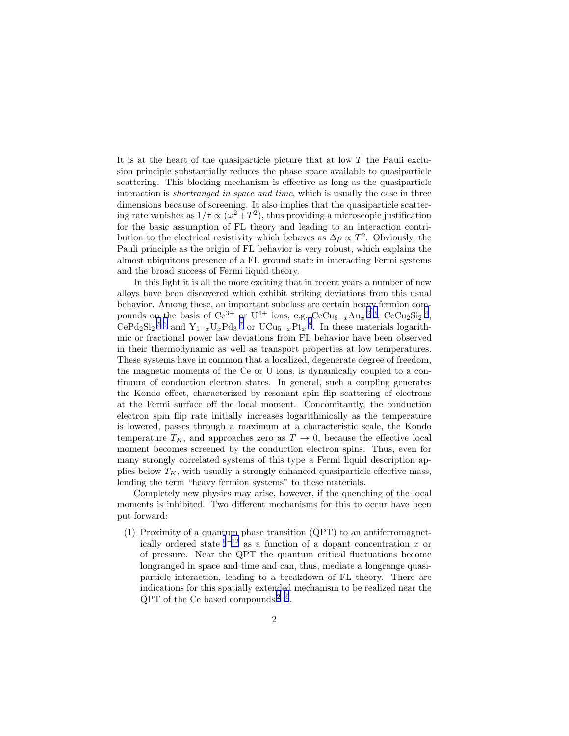It is at the heart of the quasiparticle picture that at low $T$ the Pauli exclusion principle substantially reduces the phase space available to quasiparticle scattering. This blocking mechanism is effective as long as the quasiparticle interaction is *shortranged in space and time*, which is usually the case in three dimensions because of screening. It also implies that the quasiparticle scattering rate vanishes as $1/\tau \propto (\omega^2 + T^2)$, thus providing a microscopic justification for the basic assumption of FL theory and leading to an interaction contribution to the electrical resistivity which behaves as $\Delta\rho \propto T^2$. Obviously, the Pauli principle as the origin of FL behavior is very robust, which explains the almost ubiquitous presence of a FL ground state in interacting Fermi systems and the broad success of Fermi liquid theory.

In this light it is all the more exciting that in recent years a number of new alloys have been discovered which exhibit striking deviations from this usual behavior. Among these, an important subclass are certain heavy fermion compounds on the basis of $Ce^{3+}$ or $U^{4+}$ ions, e.g. $CeCu_{6-x}Au_x$ [2,3], $CeCu_2Si_2$ [4], $CePd_2Si_2$ [5,6] and $Y_{1-x}U_xPd_3$ [7] or $UCu_{5-x}Pt_x$ [8]. In these materials logarithmic or fractional power law deviations from FL behavior have been observed in their thermodynamic as well as transport properties at low temperatures. These systems have in common that a localized, degenerate degree of freedom, the magnetic moments of the Ce or U ions, is dynamically coupled to a continuum of conduction electron states. In general, such a coupling generates the Kondo effect, characterized by resonant spin flip scattering of electrons at the Fermi surface off the local moment. Concomitantly, the conduction electron spin flip rate initially increases logarithmically as the temperature is lowered, passes through a maximum at a characteristic scale, the Kondo temperature $T_K$, and approaches zero as $T \to 0$, because the effective local moment becomes screened by the conduction electron spins. Thus, even for many strongly correlated systems of this type a Fermi liquid description applies below $T_K$, with usually a strongly enhanced quasiparticle effective mass, lending the term "heavy fermion systems" to these materials.

Completely new physics may arise, however, if the quenching of the local moments is inhibited. Two different mechanisms for this to occur have been put forward:

(1) Proximity of a quantum phase transition (QPT) to an antiferromagnetically ordered state [9–12] as a function of a dopant concentration $x$ or of pressure. Near the QPT the quantum critical fluctuations become longranged in space and time and can, thus, mediate a longrange quasiparticle interaction, leading to a breakdown of FL theory. There are indications for this spatially extended mechanism to be realized near the QPT of the Ce based compounds [2–6].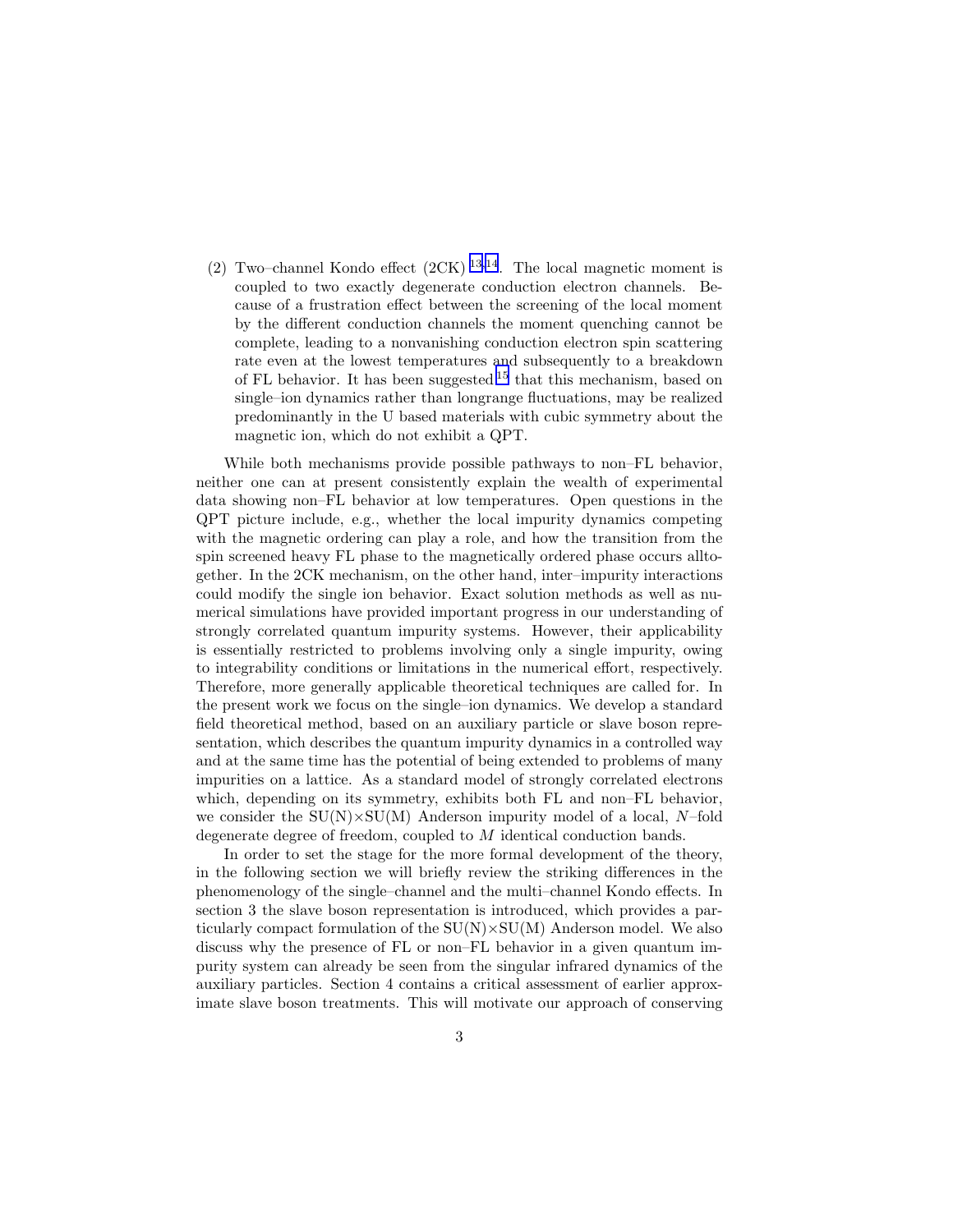(2) Two–channel Kondo effect (2CK)[13,14]. The local magnetic moment is coupled to two exactly degenerate conduction electron channels. Because of a frustration effect between the screening of the local moment by the different conduction channels the moment quenching cannot be complete, leading to a nonvanishing conduction electron spin scattering rate even at the lowest temperatures and subsequently to a breakdown of FL behavior. It has been suggested[15] that this mechanism, based on single–ion dynamics rather than longrange fluctuations, may be realized predominantly in the U based materials with cubic symmetry about the magnetic ion, which do not exhibit a QPT.

While both mechanisms provide possible pathways to non–FL behavior, neither one can at present consistently explain the wealth of experimental data showing non–FL behavior at low temperatures. Open questions in the QPT picture include, e.g., whether the local impurity dynamics competing with the magnetic ordering can play a role, and how the transition from the spin screened heavy FL phase to the magnetically ordered phase occurs alltogether. In the 2CK mechanism, on the other hand, inter–impurity interactions could modify the single ion behavior. Exact solution methods as well as numerical simulations have provided important progress in our understanding of strongly correlated quantum impurity systems. However, their applicability is essentially restricted to problems involving only a single impurity, owing to integrability conditions or limitations in the numerical effort, respectively. Therefore, more generally applicable theoretical techniques are called for. In the present work we focus on the single–ion dynamics. We develop a standard field theoretical method, based on an auxiliary particle or slave boson representation, which describes the quantum impurity dynamics in a controlled way and at the same time has the potential of being extended to problems of many impurities on a lattice. As a standard model of strongly correlated electrons which, depending on its symmetry, exhibits both FL and non–FL behavior, we consider the SU(N)×SU(M) Anderson impurity model of a local, $N$–fold degenerate degree of freedom, coupled to $M$ identical conduction bands.

In order to set the stage for the more formal development of the theory, in the following section we will briefly review the striking differences in the phenomenology of the single–channel and the multi–channel Kondo effects. In section 3 the slave boson representation is introduced, which provides a particularly compact formulation of the SU(N)×SU(M) Anderson model. We also discuss why the presence of FL or non–FL behavior in a given quantum impurity system can already be seen from the singular infrared dynamics of the auxiliary particles. Section 4 contains a critical assessment of earlier approximate slave boson treatments. This will motivate our approach of conserving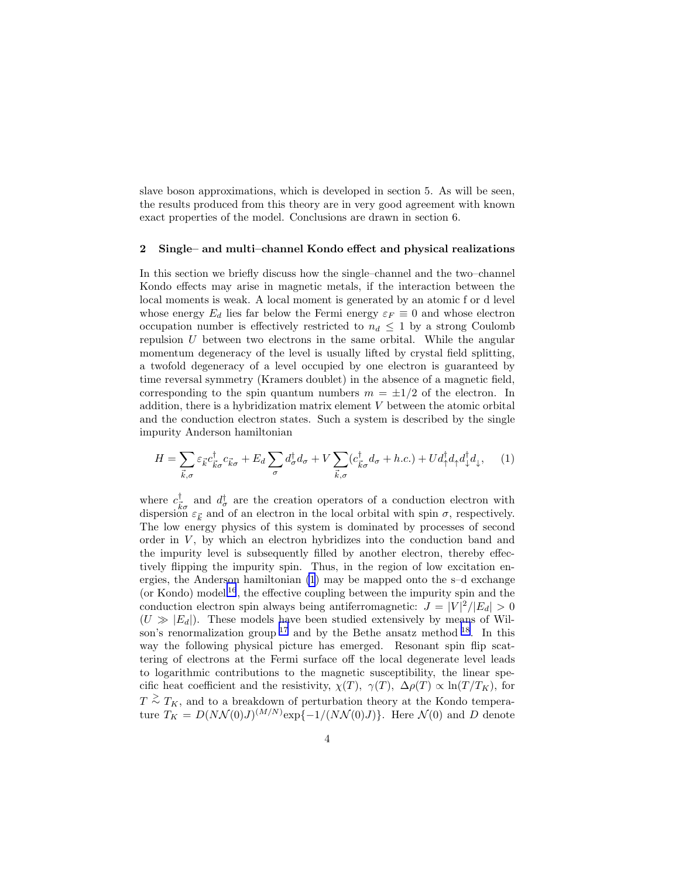slave boson approximations, which is developed in section 5. As will be seen, the results produced from this theory are in very good agreement with known exact properties of the model. Conclusions are drawn in section 6.

## 2 Single– and multi–channel Kondo effect and physical realizations

In this section we briefly discuss how the single–channel and the two–channel Kondo effects may arise in magnetic metals, if the interaction between the local moments is weak. A local moment is generated by an atomic f or d level whose energy $E_d$ lies far below the Fermi energy $\varepsilon_F \equiv 0$ and whose electron occupation number is effectively restricted to $n_d \leq 1$ by a strong Coulomb repulsion $U$ between two electrons in the same orbital. While the angular momentum degeneracy of the level is usually lifted by crystal field splitting, a twofold degeneracy of a level occupied by one electron is guaranteed by time reversal symmetry (Kramers doublet) in the absence of a magnetic field, corresponding to the spin quantum numbers $m = \pm 1/2$ of the electron. In addition, there is a hybridization matrix element $V$ between the atomic orbital and the conduction electron states. Such a system is described by the single impurity Anderson hamiltonian

$$H = \sum_{\vec{k},\sigma} \varepsilon_{\vec{k}} c^{\dagger}_{\vec{k}\sigma} c_{\vec{k}\sigma} + E_d \sum_{\sigma} d^{\dagger}_{\sigma} d_{\sigma} + V \sum_{\vec{k},\sigma} (c^{\dagger}_{\vec{k}\sigma} d_{\sigma} + h.c.) + U d^{\dagger}_{\uparrow} d_{\uparrow} d^{\dagger}_{\downarrow} d_{\downarrow}, \qquad (1)$$

where $c^{\dagger}_{\vec{k}\sigma}$ and $d^{\dagger}_{\sigma}$ are the creation operators of a conduction electron with dispersion $\varepsilon_{\vec{k}}$ and of an electron in the local orbital with spin $\sigma$, respectively. The low energy physics of this system is dominated by processes of second order in $V$, by which an electron hybridizes into the conduction band and the impurity level is subsequently filled by another electron, thereby effectively flipping the impurity spin. Thus, in the region of low excitation energies, the Anderson hamiltonian (1) may be mapped onto the s–d exchange (or Kondo) model[16], the effective coupling between the impurity spin and the conduction electron spin always being antiferromagnetic: $J = |V|^2/|E_d| > 0$ ($U \gg |E_d|$). These models have been studied extensively by means of Wilson's renormalization group[17] and by the Bethe ansatz method[18]. In this way the following physical picture has emerged. Resonant spin flip scattering of electrons at the Fermi surface off the local degenerate level leads to logarithmic contributions to the magnetic susceptibility, the linear specific heat coefficient and the resistivity, $\chi(T)$, $\gamma(T)$, $\Delta\rho(T) \propto \ln(T/T_K)$, for $T \gtrsim T_K$, and to a breakdown of perturbation theory at the Kondo temperature $T_K = D(N\mathcal{N}(0)J)^{(M/N)}\exp\{-1/(N\mathcal{N}(0)J)\}$. Here $\mathcal{N}(0)$ and $D$ denote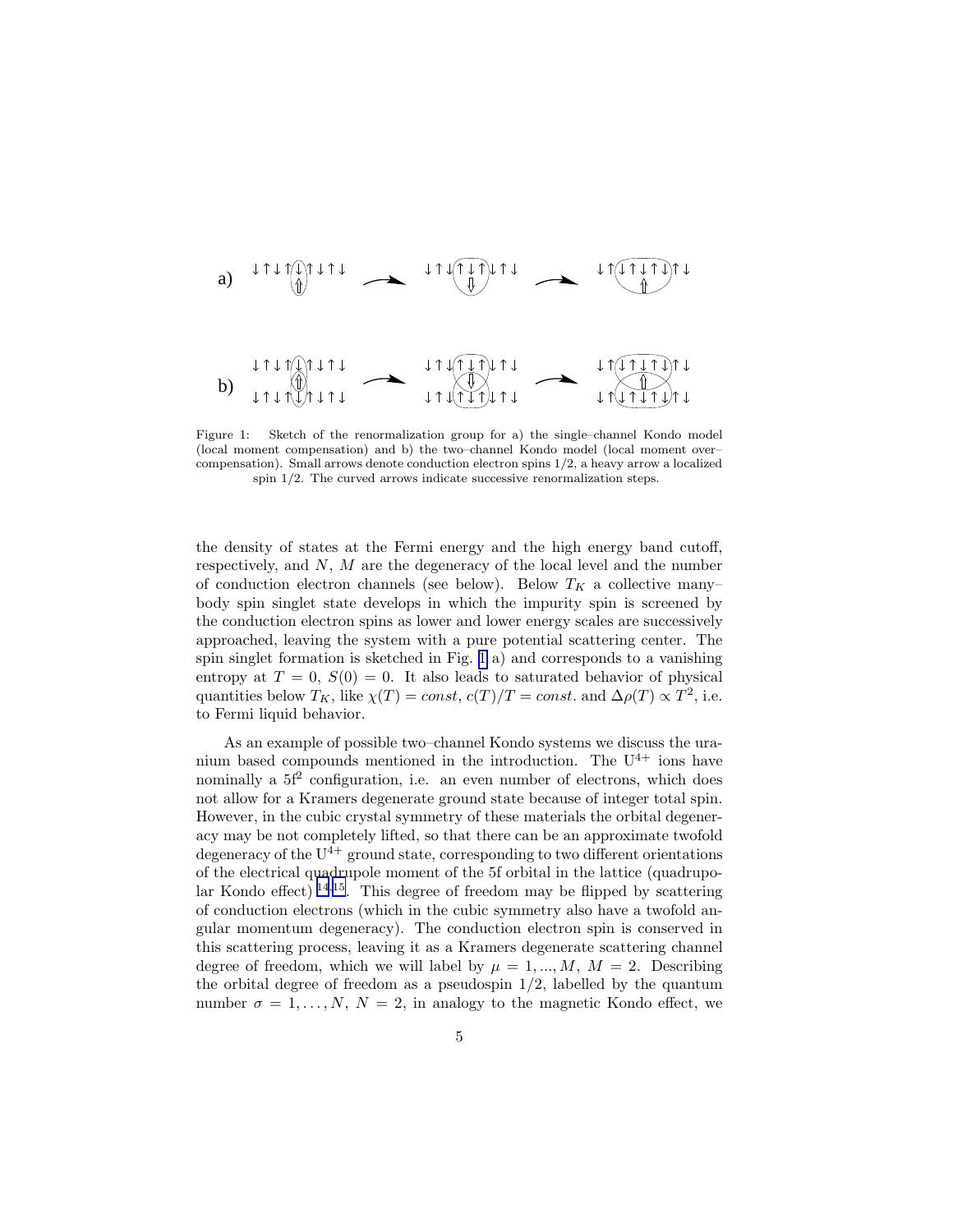Figure 1: Sketch of the renormalization group for a) the single–channel Kondo model (local moment compensation) and b) the two–channel Kondo model (local moment over–compensation). Small arrows denote conduction electron spins 1/2, a heavy arrow a localized spin 1/2. The curved arrows indicate successive renormalization steps.

the density of states at the Fermi energy and the high energy band cutoff, respectively, and $N$, $M$ are the degeneracy of the local level and the number of conduction electron channels (see below). Below $T_K$ a collective many–body spin singlet state develops in which the impurity spin is screened by the conduction electron spins as lower and lower energy scales are successively approached, leaving the system with a pure potential scattering center. The spin singlet formation is sketched in Fig. 1 a) and corresponds to a vanishing entropy at $T = 0$, $S(0) = 0$. It also leads to saturated behavior of physical quantities below $T_K$, like $\chi(T) = const$, $c(T)/T = const.$ and $\Delta\rho(T) \propto T^2$, i.e. to Fermi liquid behavior.

As an example of possible two–channel Kondo systems we discuss the uranium based compounds mentioned in the introduction. The $U^{4+}$ ions have nominally a $5f^2$ configuration, i.e. an even number of electrons, which does not allow for a Kramers degenerate ground state because of integer total spin. However, in the cubic crystal symmetry of these materials the orbital degeneracy may be not completely lifted, so that there can be an approximate twofold degeneracy of the $U^{4+}$ ground state, corresponding to two different orientations of the electrical quadrupole moment of the 5f orbital in the lattice (quadrupolar Kondo effect) [14,15]. This degree of freedom may be flipped by scattering of conduction electrons (which in the cubic symmetry also have a twofold angular momentum degeneracy). The conduction electron spin is conserved in this scattering process, leaving it as a Kramers degenerate scattering channel degree of freedom, which we will label by $\mu = 1, ..., M$, $M = 2$. Describing the orbital degree of freedom as a pseudospin 1/2, labelled by the quantum number $\sigma = 1, \ldots, N$, $N = 2$, in analogy to the magnetic Kondo effect, we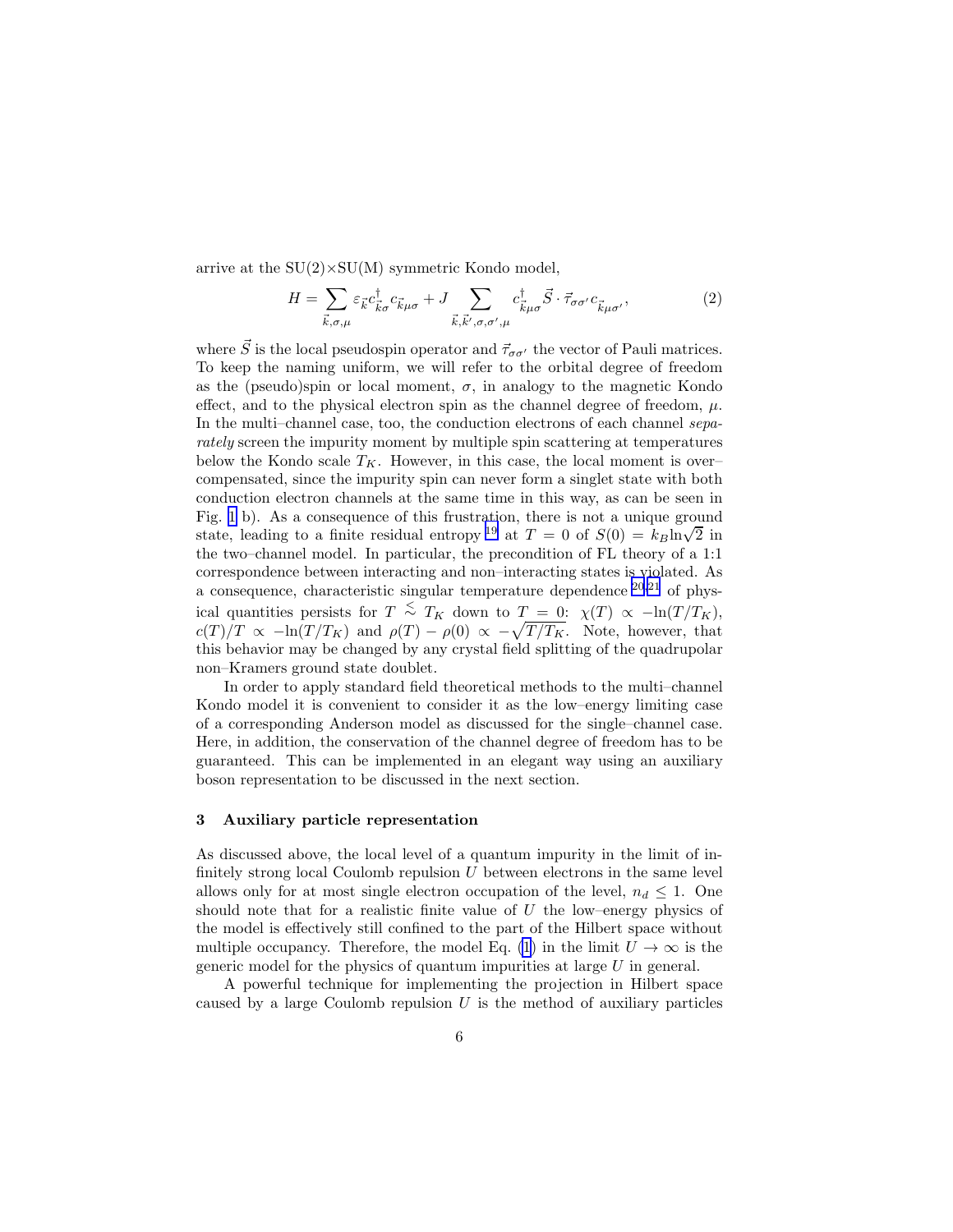arrive at the SU(2)×SU(M) symmetric Kondo model,

$$H = \sum_{\vec{k},\sigma,\mu} \varepsilon_{\vec{k}} c^{\dagger}_{\vec{k}\sigma} c_{\vec{k}\mu\sigma} + J \sum_{\vec{k},\vec{k}',\sigma,\sigma',\mu} c^{\dagger}_{\vec{k}\mu\sigma} \vec{S} \cdot \vec{\tau}_{\sigma\sigma'} c_{\vec{k}\mu\sigma'}, \tag{2}$$

where $\vec{S}$ is the local pseudospin operator and $\vec{\tau}_{\sigma\sigma'}$ the vector of Pauli matrices. To keep the naming uniform, we will refer to the orbital degree of freedom as the (pseudo)spin or local moment, $\sigma$, in analogy to the magnetic Kondo effect, and to the physical electron spin as the channel degree of freedom, $\mu$. In the multi–channel case, too, the conduction electrons of each channel *separately* screen the impurity moment by multiple spin scattering at temperatures below the Kondo scale $T_K$. However, in this case, the local moment is over–compensated, since the impurity spin can never form a singlet state with both conduction electron channels at the same time in this way, as can be seen in Fig. 1 b). As a consequence of this frustration, there is not a unique ground state, leading to a finite residual entropy [19] at $T = 0$ of $S(0) = k_B \ln\sqrt{2}$ in the two–channel model. In particular, the precondition of FL theory of a 1:1 correspondence between interacting and non–interacting states is violated. As a consequence, characteristic singular temperature dependence [20,21] of physical quantities persists for $T \lesssim T_K$ down to $T = 0$: $\chi(T) \propto -\ln(T/T_K)$, $c(T)/T \propto -\ln(T/T_K)$ and $\rho(T) - \rho(0) \propto -\sqrt{T/T_K}$. Note, however, that this behavior may be changed by any crystal field splitting of the quadrupolar non–Kramers ground state doublet.

In order to apply standard field theoretical methods to the multi–channel Kondo model it is convenient to consider it as the low–energy limiting case of a corresponding Anderson model as discussed for the single–channel case. Here, in addition, the conservation of the channel degree of freedom has to be guaranteed. This can be implemented in an elegant way using an auxiliary boson representation to be discussed in the next section.

## 3 Auxiliary particle representation

As discussed above, the local level of a quantum impurity in the limit of infinitely strong local Coulomb repulsion $U$ between electrons in the same level allows only for at most single electron occupation of the level, $n_d \leq 1$. One should note that for a realistic finite value of $U$ the low–energy physics of the model is effectively still confined to the part of the Hilbert space without multiple occupancy. Therefore, the model Eq. (1) in the limit $U \to \infty$ is the generic model for the physics of quantum impurities at large $U$ in general.

A powerful technique for implementing the projection in Hilbert space caused by a large Coulomb repulsion $U$ is the method of auxiliary particles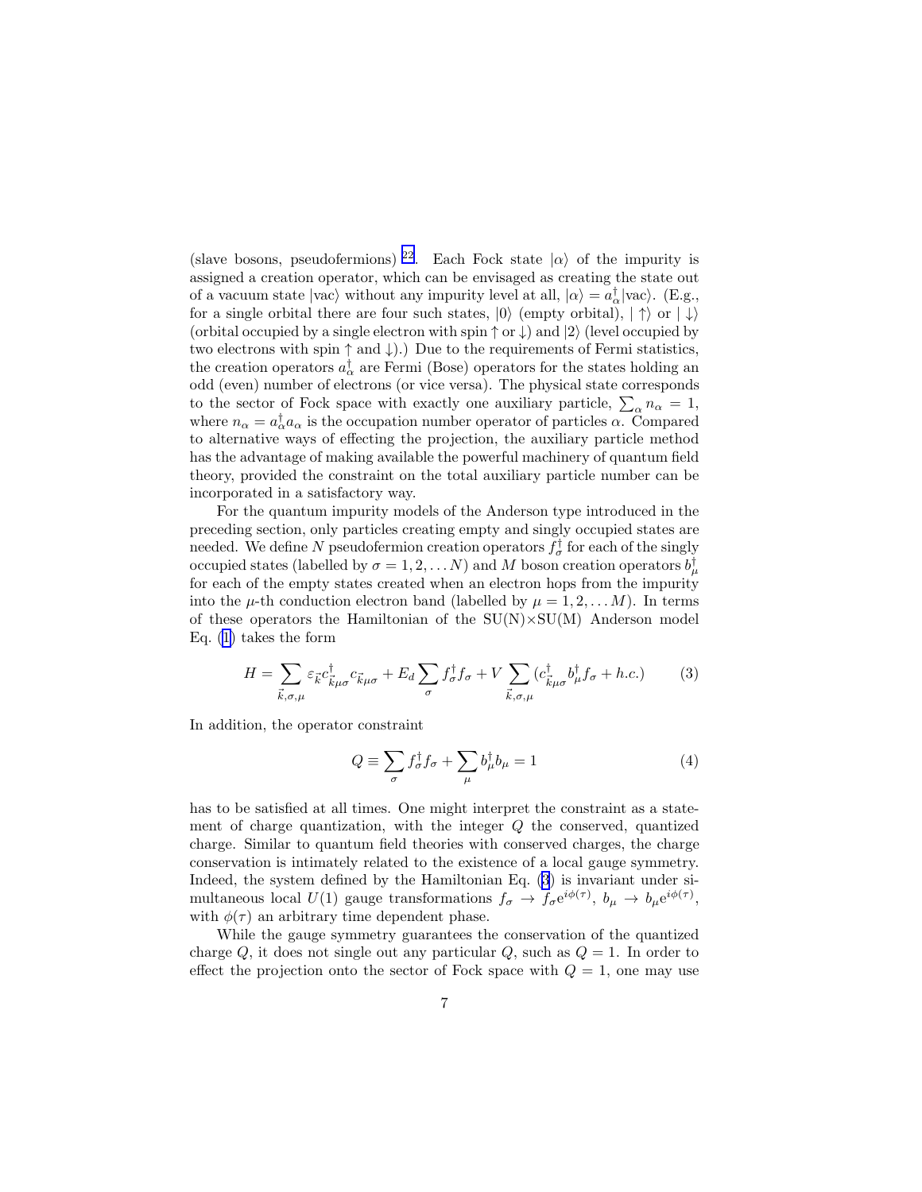(slave bosons, pseudofermions) [22]. Each Fock state $|\alpha\rangle$ of the impurity is assigned a creation operator, which can be envisaged as creating the state out of a vacuum state $|\text{vac}\rangle$ without any impurity level at all, $|\alpha\rangle = a_\alpha^\dagger|\text{vac}\rangle$. (E.g., for a single orbital there are four such states, $|0\rangle$ (empty orbital), $|\uparrow\rangle$ or $|\downarrow\rangle$ (orbital occupied by a single electron with spin $\uparrow$ or $\downarrow$) and $|2\rangle$ (level occupied by two electrons with spin $\uparrow$ and $\downarrow$).) Due to the requirements of Fermi statistics, the creation operators $a_\alpha^\dagger$ are Fermi (Bose) operators for the states holding an odd (even) number of electrons (or vice versa). The physical state corresponds to the sector of Fock space with exactly one auxiliary particle, $\sum_\alpha n_\alpha = 1$, where $n_\alpha = a_\alpha^\dagger a_\alpha$ is the occupation number operator of particles $\alpha$. Compared to alternative ways of effecting the projection, the auxiliary particle method has the advantage of making available the powerful machinery of quantum field theory, provided the constraint on the total auxiliary particle number can be incorporated in a satisfactory way.

For the quantum impurity models of the Anderson type introduced in the preceding section, only particles creating empty and singly occupied states are needed. We define $N$ pseudofermion creation operators $f_\sigma^\dagger$ for each of the singly occupied states (labelled by $\sigma = 1, 2, \ldots N$) and $M$ boson creation operators $b_\mu^\dagger$ for each of the empty states created when an electron hops from the impurity into the $\mu$-th conduction electron band (labelled by $\mu = 1, 2, \ldots M$). In terms of these operators the Hamiltonian of the SU(N)×SU(M) Anderson model Eq. (1) takes the form

$$H = \sum_{\vec{k},\sigma,\mu} \varepsilon_{\vec{k}} c^\dagger_{\vec{k}\mu\sigma} c_{\vec{k}\mu\sigma} + E_d \sum_\sigma f_\sigma^\dagger f_\sigma + V \sum_{\vec{k},\sigma,\mu} (c^\dagger_{\vec{k}\mu\sigma} b_\mu^\dagger f_\sigma + h.c.) \tag{3}$$

In addition, the operator constraint

$$Q \equiv \sum_\sigma f_\sigma^\dagger f_\sigma + \sum_\mu b_\mu^\dagger b_\mu = 1 \tag{4}$$

has to be satisfied at all times. One might interpret the constraint as a statement of charge quantization, with the integer $Q$ the conserved, quantized charge. Similar to quantum field theories with conserved charges, the charge conservation is intimately related to the existence of a local gauge symmetry. Indeed, the system defined by the Hamiltonian Eq. (3) is invariant under simultaneous local $U(1)$ gauge transformations $f_\sigma \to f_\sigma e^{i\phi(\tau)}$, $b_\mu \to b_\mu e^{i\phi(\tau)}$, with $\phi(\tau)$ an arbitrary time dependent phase.

While the gauge symmetry guarantees the conservation of the quantized charge $Q$, it does not single out any particular $Q$, such as $Q = 1$. In order to effect the projection onto the sector of Fock space with $Q = 1$, one may use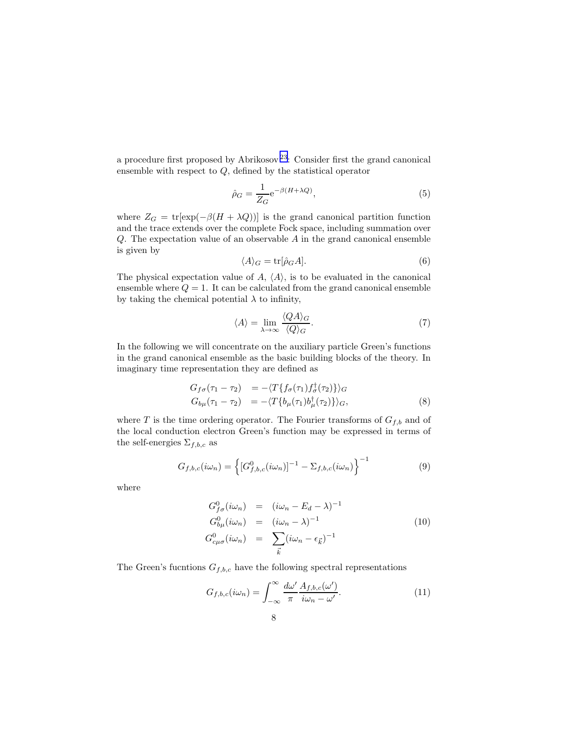a procedure first proposed by Abrikosov [23]: Consider first the grand canonical ensemble with respect to $Q$, defined by the statistical operator

$$\hat{\rho}_G = \frac{1}{Z_G} \mathrm{e}^{-\beta(H+\lambda Q)}, \tag{5}$$

where $Z_G = \mathrm{tr}[\exp(-\beta(H+\lambda Q))]$ is the grand canonical partition function and the trace extends over the complete Fock space, including summation over $Q$. The expectation value of an observable $A$ in the grand canonical ensemble is given by

$$\langle A \rangle_G = \mathrm{tr}[\hat{\rho}_G A]. \tag{6}$$

The physical expectation value of $A$, $\langle A \rangle$, is to be evaluated in the canonical ensemble where $Q = 1$. It can be calculated from the grand canonical ensemble by taking the chemical potential $\lambda$ to infinity,

$$\langle A \rangle = \lim_{\lambda \to \infty} \frac{\langle QA \rangle_G}{\langle Q \rangle_G}. \tag{7}$$

In the following we will concentrate on the auxiliary particle Green's functions in the grand canonical ensemble as the basic building blocks of the theory. In imaginary time representation they are defined as

$$\begin{aligned} G_{f\sigma}(\tau_1 - \tau_2) &= -\langle T\{f_\sigma(\tau_1) f_\sigma^\dagger(\tau_2)\}\rangle_G \\ G_{b\mu}(\tau_1 - \tau_2) &= -\langle T\{b_\mu(\tau_1) b_\mu^\dagger(\tau_2)\}\rangle_G, \end{aligned} \tag{8}$$

where $T$ is the time ordering operator. The Fourier transforms of $G_{f,b}$ and of the local conduction electron Green's function may be expressed in terms of the self-energies $\Sigma_{f,b,c}$ as

$$G_{f,b,c}(i\omega_n) = \left\{ [G^0_{f,b,c}(i\omega_n)]^{-1} - \Sigma_{f,b,c}(i\omega_n) \right\}^{-1} \tag{9}$$

where

$$\begin{aligned} G^0_{f\sigma}(i\omega_n) &= (i\omega_n - E_d - \lambda)^{-1} \\ G^0_{b\mu}(i\omega_n) &= (i\omega_n - \lambda)^{-1} \\ G^0_{c\mu\sigma}(i\omega_n) &= \sum_{\vec{k}} (i\omega_n - \epsilon_{\vec{k}})^{-1} \end{aligned} \tag{10}$$

The Green's fucntions $G_{f,b,c}$ have the following spectral representations

$$G_{f,b,c}(i\omega_n) = \int_{-\infty}^{\infty} \frac{d\omega'}{\pi} \frac{A_{f,b,c}(\omega')}{i\omega_n - \omega'}. \tag{11}$$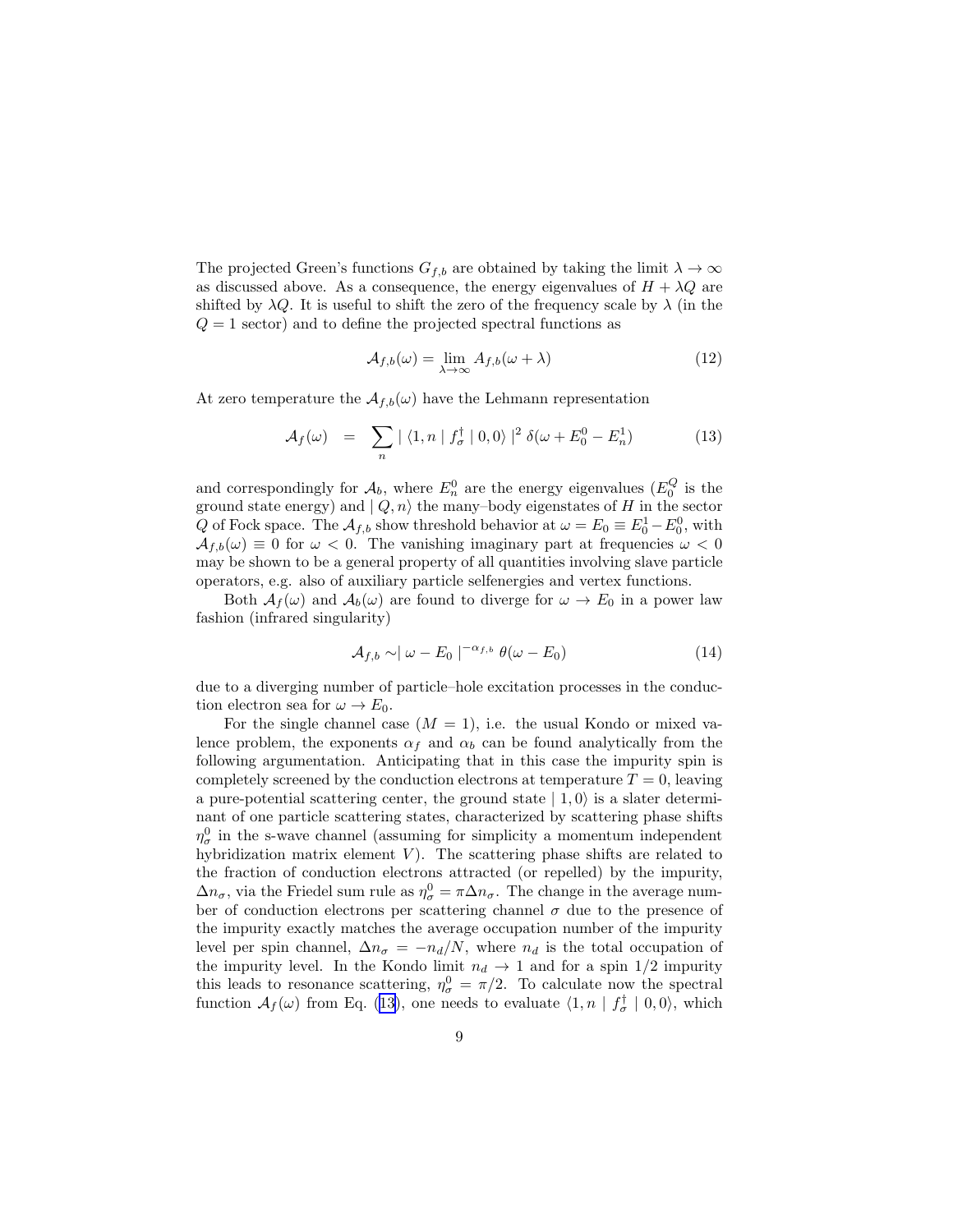The projected Green's functions $G_{f,b}$ are obtained by taking the limit $\lambda \to \infty$ as discussed above. As a consequence, the energy eigenvalues of $H + \lambda Q$ are shifted by $\lambda Q$. It is useful to shift the zero of the frequency scale by $\lambda$ (in the $Q = 1$ sector) and to define the projected spectral functions as

$$\mathcal{A}_{f,b}(\omega) = \lim_{\lambda \to \infty} A_{f,b}(\omega + \lambda) \tag{12}$$

At zero temperature the $\mathcal{A}_{f,b}(\omega)$ have the Lehmann representation

$$\mathcal{A}_f(\omega) \;\; = \;\; \sum_n \mid \langle 1, n \mid f_\sigma^\dagger \mid 0, 0 \rangle \mid^2 \delta(\omega + E_0^0 - E_n^1) \tag{13}$$

and correspondingly for $\mathcal{A}_b$, where $E_n^0$ are the energy eigenvalues ($E_0^Q$ is the ground state energy) and $\mid Q, n\rangle$ the many–body eigenstates of $H$ in the sector $Q$ of Fock space. The $\mathcal{A}_{f,b}$ show threshold behavior at $\omega = E_0 \equiv E_0^1 - E_0^0$, with $\mathcal{A}_{f,b}(\omega) \equiv 0$ for $\omega < 0$. The vanishing imaginary part at frequencies $\omega < 0$ may be shown to be a general property of all quantities involving slave particle operators, e.g. also of auxiliary particle selfenergies and vertex functions.

Both $\mathcal{A}_f(\omega)$ and $\mathcal{A}_b(\omega)$ are found to diverge for $\omega \to E_0$ in a power law fashion (infrared singularity)

$$\mathcal{A}_{f,b} \sim \mid \omega - E_0 \mid^{-\alpha_{f,b}} \theta(\omega - E_0) \tag{14}$$

due to a diverging number of particle–hole excitation processes in the conduction electron sea for $\omega \to E_0$.

For the single channel case ($M = 1$), i.e. the usual Kondo or mixed valence problem, the exponents $\alpha_f$ and $\alpha_b$ can be found analytically from the following argumentation. Anticipating that in this case the impurity spin is completely screened by the conduction electrons at temperature $T = 0$, leaving a pure-potential scattering center, the ground state $\mid 1, 0\rangle$ is a slater determinant of one particle scattering states, characterized by scattering phase shifts $\eta_\sigma^0$ in the s-wave channel (assuming for simplicity a momentum independent hybridization matrix element $V$). The scattering phase shifts are related to the fraction of conduction electrons attracted (or repelled) by the impurity, $\Delta n_\sigma$, via the Friedel sum rule as $\eta_\sigma^0 = \pi \Delta n_\sigma$. The change in the average number of conduction electrons per scattering channel $\sigma$ due to the presence of the impurity exactly matches the average occupation number of the impurity level per spin channel, $\Delta n_\sigma = -n_d/N$, where $n_d$ is the total occupation of the impurity level. In the Kondo limit $n_d \to 1$ and for a spin 1/2 impurity this leads to resonance scattering, $\eta_\sigma^0 = \pi/2$. To calculate now the spectral function $\mathcal{A}_f(\omega)$ from Eq. (13), one needs to evaluate $\langle 1, n \mid f_\sigma^\dagger \mid 0, 0\rangle$, which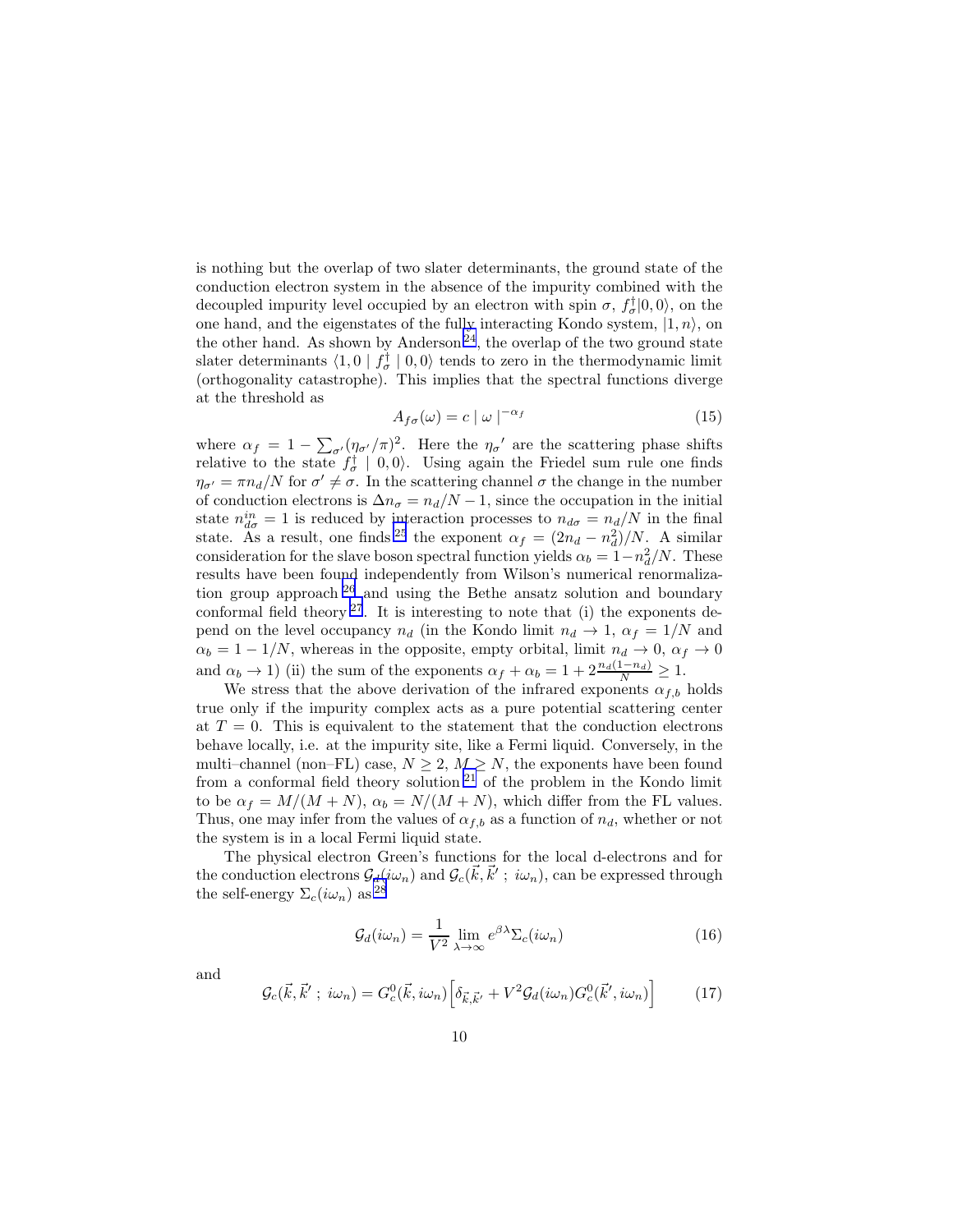is nothing but the overlap of two slater determinants, the ground state of the conduction electron system in the absence of the impurity combined with the decoupled impurity level occupied by an electron with spin $\sigma$, $f^\dagger_\sigma|0,0\rangle$, on the one hand, and the eigenstates of the fully interacting Kondo system, $|1,n\rangle$, on the other hand. As shown by Anderson[24], the overlap of the two ground state slater determinants $\langle 1,0 \mid f^\dagger_\sigma \mid 0,0\rangle$ tends to zero in the thermodynamic limit (orthogonality catastrophe). This implies that the spectral functions diverge at the threshold as

$$A_{f\sigma}(\omega) = c \mid \omega \mid^{-\alpha_f} \tag{15}$$

where $\alpha_f = 1 - \sum_{\sigma'}(\eta_{\sigma'}/\pi)^2$. Here the $\eta_\sigma{}'$ are the scattering phase shifts relative to the state $f^\dagger_\sigma \mid 0,0\rangle$. Using again the Friedel sum rule one finds $\eta_{\sigma'} = \pi n_d/N$ for $\sigma' \neq \sigma$. In the scattering channel $\sigma$ the change in the number of conduction electrons is $\Delta n_\sigma = n_d/N - 1$, since the occupation in the initial state $n^{in}_{d\sigma} = 1$ is reduced by interaction processes to $n_{d\sigma} = n_d/N$ in the final state. As a result, one finds[25] the exponent $\alpha_f = (2n_d - n_d^2)/N$. A similar consideration for the slave boson spectral function yields $\alpha_b = 1 - n_d^2/N$. These results have been found independently from Wilson's numerical renormalization group approach[26] and using the Bethe ansatz solution and boundary conformal field theory[27]. It is interesting to note that (i) the exponents depend on the level occupancy $n_d$ (in the Kondo limit $n_d \to 1$, $\alpha_f = 1/N$ and $\alpha_b = 1 - 1/N$, whereas in the opposite, empty orbital, limit $n_d \to 0$, $\alpha_f \to 0$ and $\alpha_b \to 1$) (ii) the sum of the exponents $\alpha_f + \alpha_b = 1 + 2\frac{n_d(1-n_d)}{N} \geq 1$.

We stress that the above derivation of the infrared exponents $\alpha_{f,b}$ holds true only if the impurity complex acts as a pure potential scattering center at $T = 0$. This is equivalent to the statement that the conduction electrons behave locally, i.e. at the impurity site, like a Fermi liquid. Conversely, in the multi–channel (non–FL) case, $N \geq 2$, $M \geq N$, the exponents have been found from a conformal field theory solution[21] of the problem in the Kondo limit to be $\alpha_f = M/(M+N)$, $\alpha_b = N/(M+N)$, which differ from the FL values. Thus, one may infer from the values of $\alpha_{f,b}$ as a function of $n_d$, whether or not the system is in a local Fermi liquid state.

The physical electron Green's functions for the local d-electrons and for the conduction electrons $\mathcal{G}_d(i\omega_n)$ and $\mathcal{G}_c(\vec{k},\vec{k}'\,;\, i\omega_n)$, can be expressed through the self-energy $\Sigma_c(i\omega_n)$ as[28]

$$\mathcal{G}_d(i\omega_n) = \frac{1}{V^2} \lim_{\lambda\to\infty} e^{\beta\lambda}\Sigma_c(i\omega_n) \tag{16}$$

and

$$\mathcal{G}_c(\vec{k},\vec{k}'\,;\, i\omega_n) = G^0_c(\vec{k},i\omega_n)\Big[\delta_{\vec{k},\vec{k}'} + V^2\mathcal{G}_d(i\omega_n)G^0_c(\vec{k}',i\omega_n)\Big] \tag{17}$$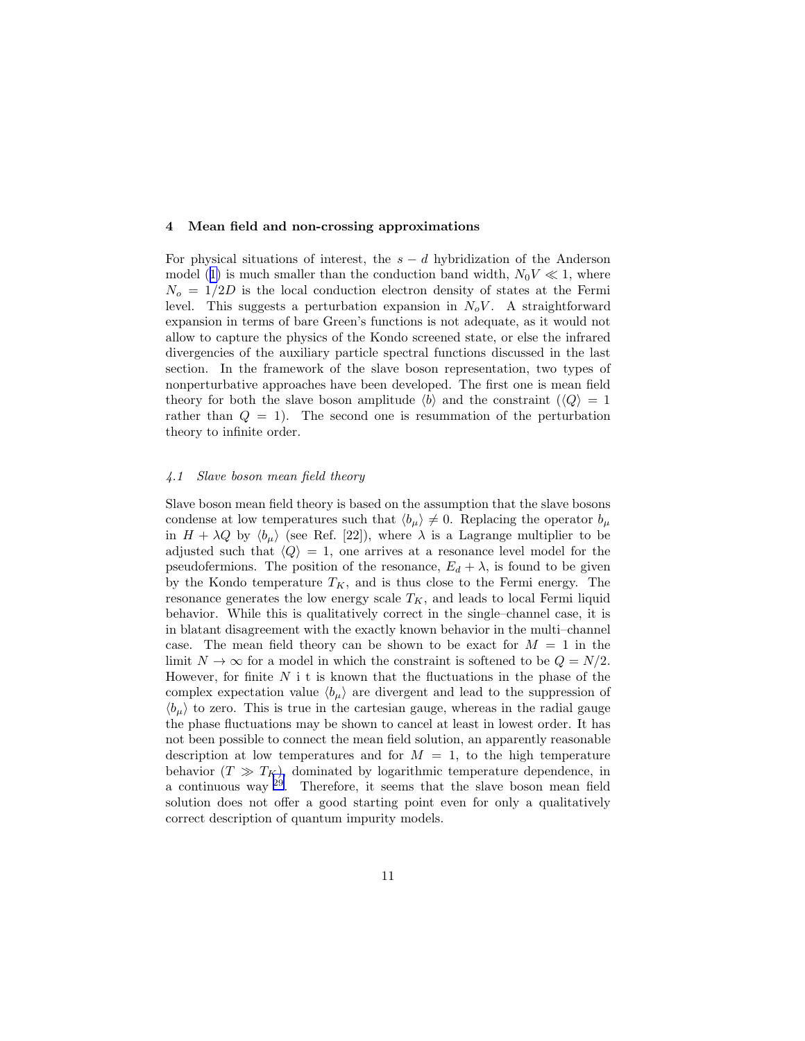## 4 Mean field and non-crossing approximations

For physical situations of interest, the $s-d$ hybridization of the Anderson model (1) is much smaller than the conduction band width, $N_0 V \ll 1$, where $N_o = 1/2D$ is the local conduction electron density of states at the Fermi level. This suggests a perturbation expansion in $N_o V$. A straightforward expansion in terms of bare Green's functions is not adequate, as it would not allow to capture the physics of the Kondo screened state, or else the infrared divergencies of the auxiliary particle spectral functions discussed in the last section. In the framework of the slave boson representation, two types of nonperturbative approaches have been developed. The first one is mean field theory for both the slave boson amplitude $\langle b \rangle$ and the constraint ($\langle Q \rangle = 1$ rather than $Q = 1$). The second one is resummation of the perturbation theory to infinite order.

### *4.1 Slave boson mean field theory*

Slave boson mean field theory is based on the assumption that the slave bosons condense at low temperatures such that $\langle b_\mu \rangle \neq 0$. Replacing the operator $b_\mu$ in $H + \lambda Q$ by $\langle b_\mu \rangle$ (see Ref. [22]), where $\lambda$ is a Lagrange multiplier to be adjusted such that $\langle Q \rangle = 1$, one arrives at a resonance level model for the pseudofermions. The position of the resonance, $E_d + \lambda$, is found to be given by the Kondo temperature $T_K$, and is thus close to the Fermi energy. The resonance generates the low energy scale $T_K$, and leads to local Fermi liquid behavior. While this is qualitatively correct in the single–channel case, it is in blatant disagreement with the exactly known behavior in the multi–channel case. The mean field theory can be shown to be exact for $M = 1$ in the limit $N \to \infty$ for a model in which the constraint is softened to be $Q = N/2$. However, for finite $N$ i t is known that the fluctuations in the phase of the complex expectation value $\langle b_\mu \rangle$ are divergent and lead to the suppression of $\langle b_\mu \rangle$ to zero. This is true in the cartesian gauge, whereas in the radial gauge the phase fluctuations may be shown to cancel at least in lowest order. It has not been possible to connect the mean field solution, an apparently reasonable description at low temperatures and for $M = 1$, to the high temperature behavior ($T \gg T_K$) dominated by logarithmic temperature dependence, in a continuous way [29]. Therefore, it seems that the slave boson mean field solution does not offer a good starting point even for only a qualitatively correct description of quantum impurity models.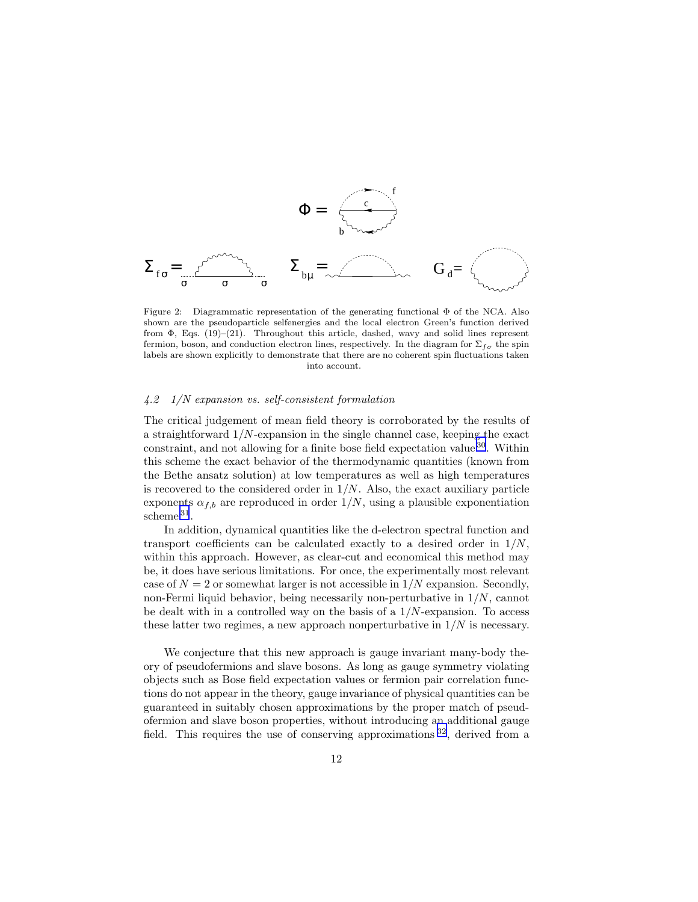Figure 2: Diagrammatic representation of the generating functional $\Phi$ of the NCA. Also shown are the pseudoparticle selfenergies and the local electron Green's function derived from $\Phi$, Eqs. (19)–(21). Throughout this article, dashed, wavy and solid lines represent fermion, boson, and conduction electron lines, respectively. In the diagram for $\Sigma_{f\sigma}$ the spin labels are shown explicitly to demonstrate that there are no coherent spin fluctuations taken into account.

### *4.2 1/N expansion vs. self-consistent formulation*

The critical judgement of mean field theory is corroborated by the results of a straightforward $1/N$-expansion in the single channel case, keeping the exact constraint, and not allowing for a finite bose field expectation value[30]. Within this scheme the exact behavior of the thermodynamic quantities (known from the Bethe ansatz solution) at low temperatures as well as high temperatures is recovered to the considered order in $1/N$. Also, the exact auxiliary particle exponents $\alpha_{f,b}$ are reproduced in order $1/N$, using a plausible exponentiation scheme[31].

In addition, dynamical quantities like the d-electron spectral function and transport coefficients can be calculated exactly to a desired order in $1/N$, within this approach. However, as clear-cut and economical this method may be, it does have serious limitations. For once, the experimentally most relevant case of $N = 2$ or somewhat larger is not accessible in $1/N$ expansion. Secondly, non-Fermi liquid behavior, being necessarily non-perturbative in $1/N$, cannot be dealt with in a controlled way on the basis of a $1/N$-expansion. To access these latter two regimes, a new approach nonperturbative in $1/N$ is necessary.

We conjecture that this new approach is gauge invariant many-body theory of pseudofermions and slave bosons. As long as gauge symmetry violating objects such as Bose field expectation values or fermion pair correlation functions do not appear in the theory, gauge invariance of physical quantities can be guaranteed in suitably chosen approximations by the proper match of pseudofermion and slave boson properties, without introducing an additional gauge field. This requires the use of conserving approximations [32], derived from a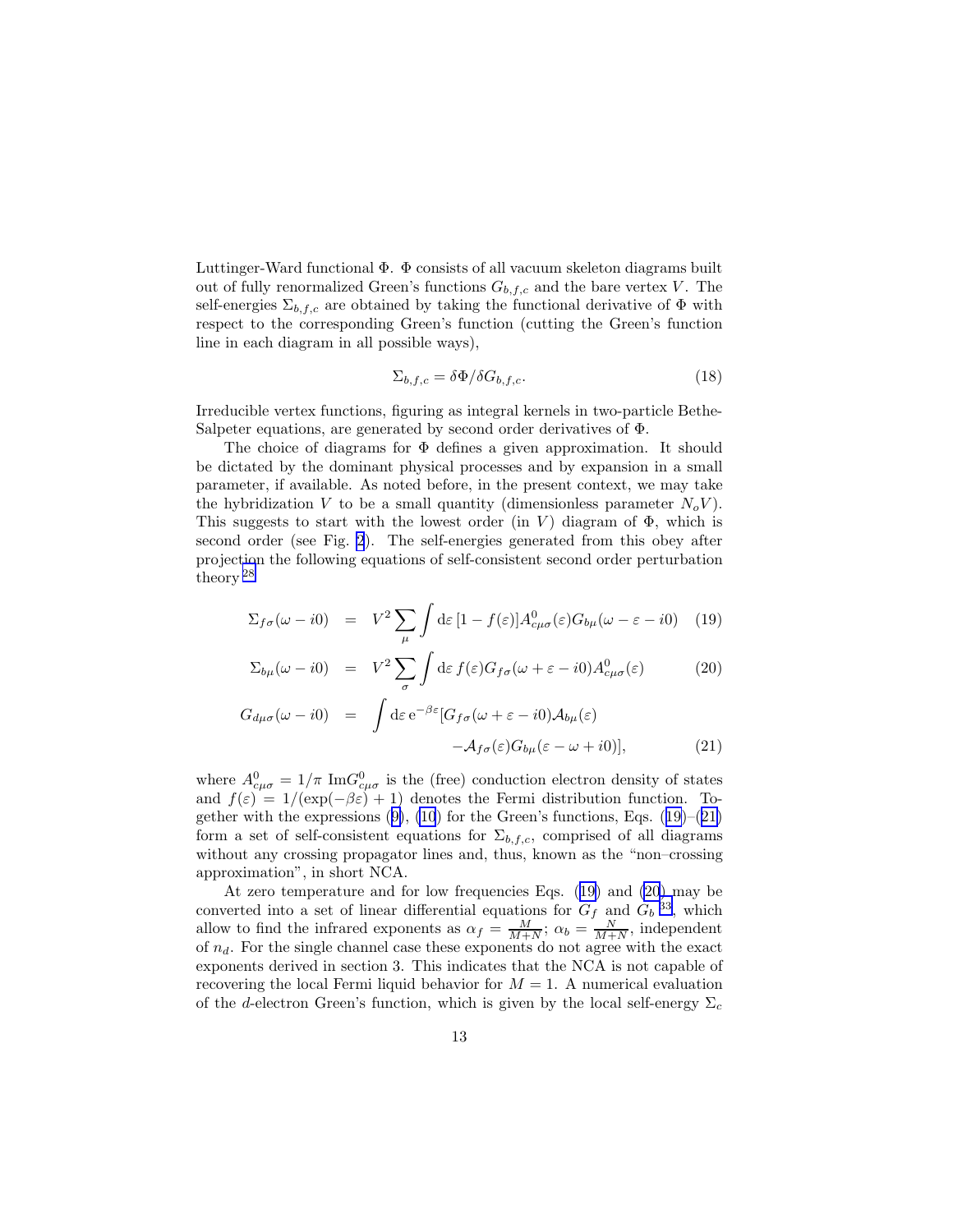Luttinger-Ward functional $\Phi$. $\Phi$ consists of all vacuum skeleton diagrams built out of fully renormalized Green's functions $G_{b,f,c}$ and the bare vertex $V$. The self-energies $\Sigma_{b,f,c}$ are obtained by taking the functional derivative of $\Phi$ with respect to the corresponding Green's function (cutting the Green's function line in each diagram in all possible ways),

$$\Sigma_{b,f,c} = \delta\Phi/\delta G_{b,f,c}. \tag{18}$$

Irreducible vertex functions, figuring as integral kernels in two-particle Bethe-Salpeter equations, are generated by second order derivatives of $\Phi$.

The choice of diagrams for $\Phi$ defines a given approximation. It should be dictated by the dominant physical processes and by expansion in a small parameter, if available. As noted before, in the present context, we may take the hybridization $V$ to be a small quantity (dimensionless parameter $N_o V$). This suggests to start with the lowest order (in $V$) diagram of $\Phi$, which is second order (see Fig. 2). The self-energies generated from this obey after projection the following equations of self-consistent second order perturbation theory [28]

$$\Sigma_{f\sigma}(\omega - i0) = V^2 \sum_\mu \int \mathrm{d}\varepsilon\, [1 - f(\varepsilon)] A^0_{c\mu\sigma}(\varepsilon) G_{b\mu}(\omega - \varepsilon - i0) \tag{19}$$

$$\Sigma_{b\mu}(\omega - i0) = V^2 \sum_\sigma \int \mathrm{d}\varepsilon\, f(\varepsilon) G_{f\sigma}(\omega + \varepsilon - i0) A^0_{c\mu\sigma}(\varepsilon) \tag{20}$$

$$\begin{aligned} G_{d\mu\sigma}(\omega - i0) = \int \mathrm{d}\varepsilon\, \mathrm{e}^{-\beta\varepsilon} [ & G_{f\sigma}(\omega + \varepsilon - i0) \mathcal{A}_{b\mu}(\varepsilon) \\ & - \mathcal{A}_{f\sigma}(\varepsilon) G_{b\mu}(\varepsilon - \omega + i0)], \end{aligned} \tag{21}$$

where $A^0_{c\mu\sigma} = 1/\pi \; \mathrm{Im} G^0_{c\mu\sigma}$ is the (free) conduction electron density of states and $f(\varepsilon) = 1/(\exp(-\beta\varepsilon) + 1)$ denotes the Fermi distribution function. Together with the expressions (9), (10) for the Green's functions, Eqs. (19)–(21) form a set of self-consistent equations for $\Sigma_{b,f,c}$, comprised of all diagrams without any crossing propagator lines and, thus, known as the "non–crossing approximation", in short NCA.

At zero temperature and for low frequencies Eqs. (19) and (20) may be converted into a set of linear differential equations for $G_f$ and $G_b$ [33], which allow to find the infrared exponents as $\alpha_f = \frac{M}{M+N}$; $\alpha_b = \frac{N}{M+N}$, independent of $n_d$. For the single channel case these exponents do not agree with the exact exponents derived in section 3. This indicates that the NCA is not capable of recovering the local Fermi liquid behavior for $M = 1$. A numerical evaluation of the $d$-electron Green's function, which is given by the local self-energy $\Sigma_c$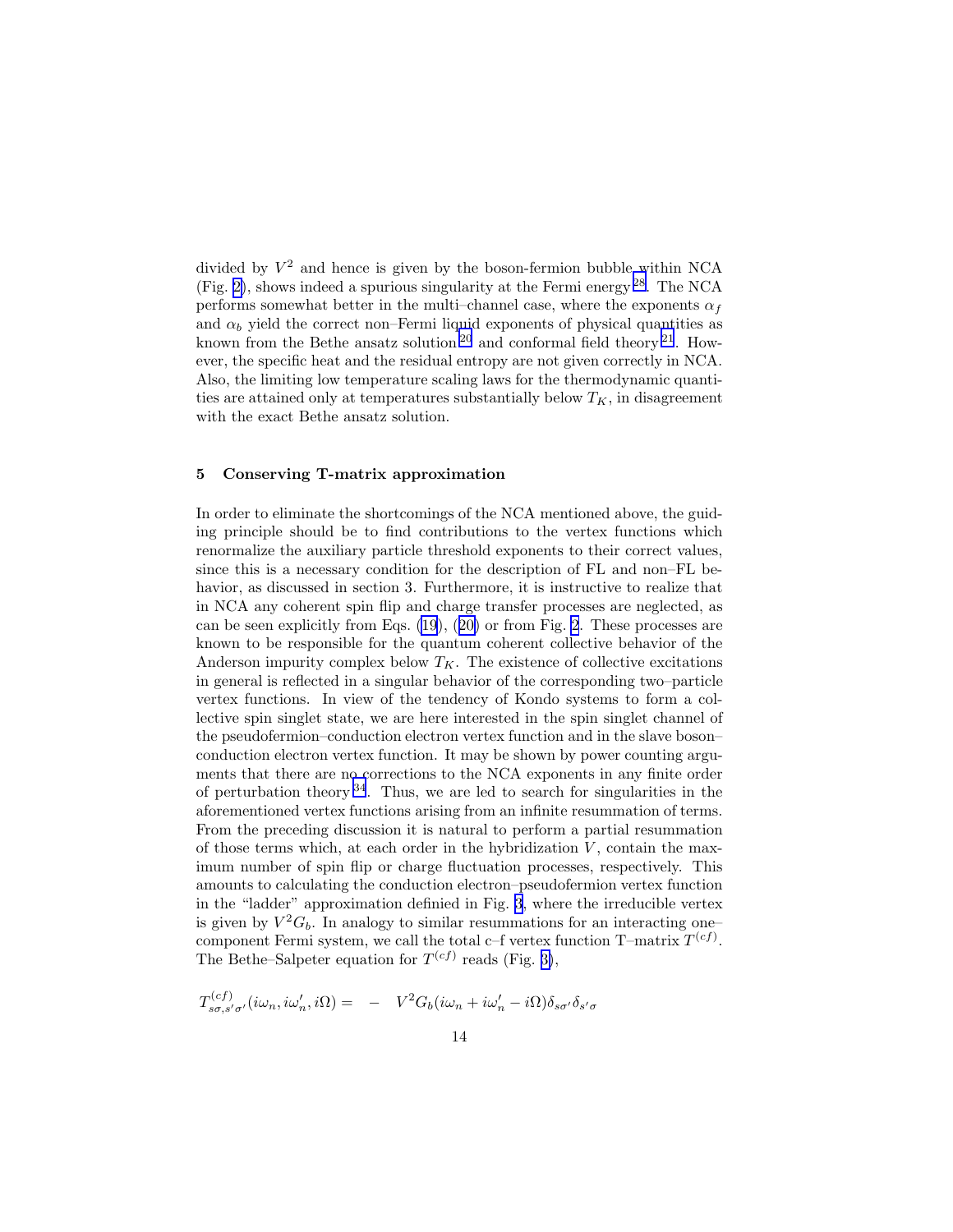divided by $V^2$ and hence is given by the boson-fermion bubble within NCA (Fig. 2), shows indeed a spurious singularity at the Fermi energy [28]. The NCA performs somewhat better in the multi–channel case, where the exponents $\alpha_f$ and $\alpha_b$ yield the correct non–Fermi liquid exponents of physical quantities as known from the Bethe ansatz solution [20] and conformal field theory [21]. However, the specific heat and the residual entropy are not given correctly in NCA. Also, the limiting low temperature scaling laws for the thermodynamic quantities are attained only at temperatures substantially below $T_K$, in disagreement with the exact Bethe ansatz solution.

## 5 Conserving T-matrix approximation

In order to eliminate the shortcomings of the NCA mentioned above, the guiding principle should be to find contributions to the vertex functions which renormalize the auxiliary particle threshold exponents to their correct values, since this is a necessary condition for the description of FL and non–FL behavior, as discussed in section 3. Furthermore, it is instructive to realize that in NCA any coherent spin flip and charge transfer processes are neglected, as can be seen explicitly from Eqs. (19), (20) or from Fig. 2. These processes are known to be responsible for the quantum coherent collective behavior of the Anderson impurity complex below $T_K$. The existence of collective excitations in general is reflected in a singular behavior of the corresponding two–particle vertex functions. In view of the tendency of Kondo systems to form a collective spin singlet state, we are here interested in the spin singlet channel of the pseudofermion–conduction electron vertex function and in the slave boson–conduction electron vertex function. It may be shown by power counting arguments that there are no corrections to the NCA exponents in any finite order of perturbation theory [34]. Thus, we are led to search for singularities in the aforementioned vertex functions arising from an infinite resummation of terms. From the preceding discussion it is natural to perform a partial resummation of those terms which, at each order in the hybridization $V$, contain the maximum number of spin flip or charge fluctuation processes, respectively. This amounts to calculating the conduction electron–pseudofermion vertex function in the "ladder" approximation definied in Fig. 3, where the irreducible vertex is given by $V^2 G_b$. In analogy to similar resummations for an interacting one–component Fermi system, we call the total c–f vertex function T–matrix $T^{(cf)}$. The Bethe–Salpeter equation for $T^{(cf)}$ reads (Fig. 3),

$$T^{(cf)}_{s\sigma,s'\sigma'}(i\omega_n, i\omega'_n, i\Omega) = - V^2 G_b(i\omega_n + i\omega'_n - i\Omega)\delta_{s\sigma'}\delta_{s'\sigma}$$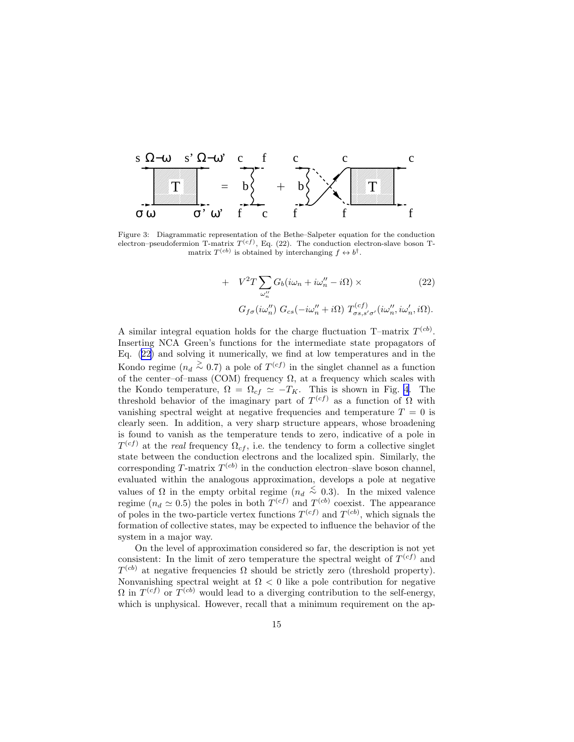Figure 3: Diagrammatic representation of the Bethe–Salpeter equation for the conduction electron–pseudofermion T-matrix $T^{(cf)}$, Eq. (22). The conduction electron-slave boson T-matrix $T^{(cb)}$ is obtained by interchanging $f \leftrightarrow b^{\dagger}$.

$$
\begin{aligned}
+ \quad & V^2 T \sum_{\omega_n''} G_b(i\omega_n + i\omega_n'' - i\Omega) \times \qquad (22) \\
& G_{f\sigma}(i\omega_n'')\, G_{cs}(-i\omega_n'' + i\Omega)\, T^{(cf)}_{\sigma s, s'\sigma'}(i\omega_n'', i\omega_n', i\Omega).
\end{aligned}
$$

A similar integral equation holds for the charge fluctuation T–matrix $T^{(cb)}$. Inserting NCA Green's functions for the intermediate state propagators of Eq. (22) and solving it numerically, we find at low temperatures and in the Kondo regime ($n_d \gtrsim 0.7$) a pole of $T^{(cf)}$ in the singlet channel as a function of the center–of–mass (COM) frequency $\Omega$, at a frequency which scales with the Kondo temperature, $\Omega = \Omega_{cf} \simeq -T_K$. This is shown in Fig. 4. The threshold behavior of the imaginary part of $T^{(cf)}$ as a function of $\Omega$ with vanishing spectral weight at negative frequencies and temperature $T = 0$ is clearly seen. In addition, a very sharp structure appears, whose broadening is found to vanish as the temperature tends to zero, indicative of a pole in $T^{(cf)}$ at the *real* frequency $\Omega_{cf}$, i.e. the tendency to form a collective singlet state between the conduction electrons and the localized spin. Similarly, the corresponding $T$-matrix $T^{(cb)}$ in the conduction electron–slave boson channel, evaluated within the analogous approximation, develops a pole at negative values of $\Omega$ in the empty orbital regime ($n_d \lesssim 0.3$). In the mixed valence regime ($n_d \simeq 0.5$) the poles in both $T^{(cf)}$ and $T^{(cb)}$ coexist. The appearance of poles in the two-particle vertex functions $T^{(cf)}$ and $T^{(cb)}$, which signals the formation of collective states, may be expected to influence the behavior of the system in a major way.

On the level of approximation considered so far, the description is not yet consistent: In the limit of zero temperature the spectral weight of $T^{(cf)}$ and $T^{(cb)}$ at negative frequencies $\Omega$ should be strictly zero (threshold property). Nonvanishing spectral weight at $\Omega < 0$ like a pole contribution for negative $\Omega$ in $T^{(cf)}$ or $T^{(cb)}$ would lead to a diverging contribution to the self-energy, which is unphysical. However, recall that a minimum requirement on the ap-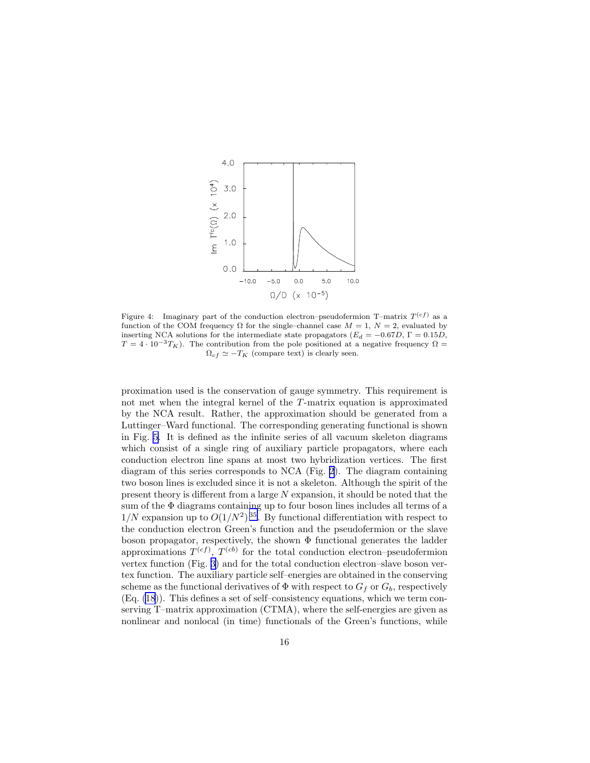Figure 4: Imaginary part of the conduction electron–pseudofermion T–matrix $T^{(cf)}$ as a function of the COM frequency $\Omega$ for the single–channel case $M = 1$, $N = 2$, evaluated by inserting NCA solutions for the intermediate state propagators ($E_d = -0.67D$, $\Gamma = 0.15D$, $T = 4 \cdot 10^{-3} T_K$). The contribution from the pole positioned at a negative frequency $\Omega = \Omega_{cf} \simeq -T_K$ (compare text) is clearly seen.

proximation used is the conservation of gauge symmetry. This requirement is not met when the integral kernel of the $T$-matrix equation is approximated by the NCA result. Rather, the approximation should be generated from a Luttinger–Ward functional. The corresponding generating functional is shown in Fig. 5. It is defined as the infinite series of all vacuum skeleton diagrams which consist of a single ring of auxiliary particle propagators, where each conduction electron line spans at most two hybridization vertices. The first diagram of this series corresponds to NCA (Fig. 2). The diagram containing two boson lines is excluded since it is not a skeleton. Although the spirit of the present theory is different from a large $N$ expansion, it should be noted that the sum of the $\Phi$ diagrams containing up to four boson lines includes all terms of a $1/N$ expansion up to $O(1/N^2)$[35]. By functional differentiation with respect to the conduction electron Green's function and the pseudofermion or the slave boson propagator, respectively, the shown $\Phi$ functional generates the ladder approximations $T^{(cf)}$, $T^{(cb)}$ for the total conduction electron–pseudofermion vertex function (Fig. 3) and for the total conduction electron–slave boson vertex function. The auxiliary particle self–energies are obtained in the conserving scheme as the functional derivatives of $\Phi$ with respect to $G_f$ or $G_b$, respectively (Eq. (18)). This defines a set of self–consistency equations, which we term conserving T–matrix approximation (CTMA), where the self-energies are given as nonlinear and nonlocal (in time) functionals of the Green's functions, while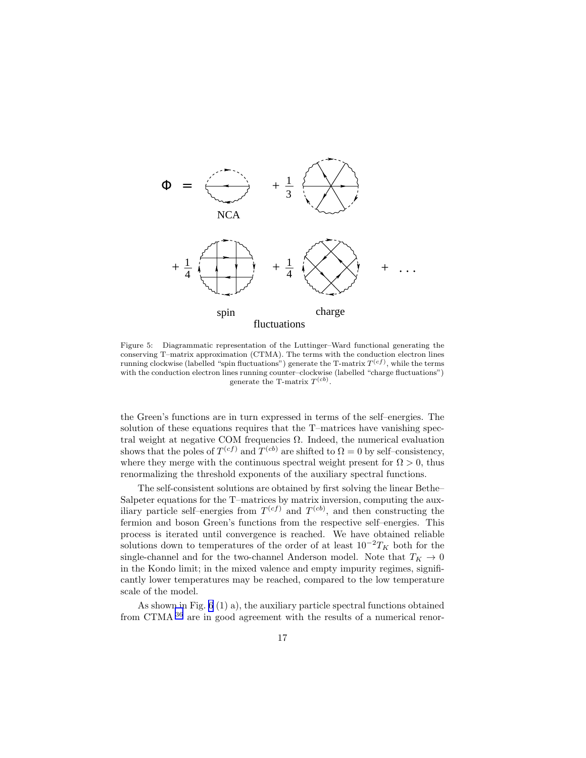Figure 5: Diagrammatic representation of the Luttinger–Ward functional generating the conserving T–matrix approximation (CTMA). The terms with the conduction electron lines running clockwise (labelled "spin fluctuations") generate the T-matrix $T^{(cf)}$, while the terms with the conduction electron lines running counter–clockwise (labelled "charge fluctuations") generate the T-matrix $T^{(cb)}$.

the Green's functions are in turn expressed in terms of the self–energies. The solution of these equations requires that the T–matrices have vanishing spectral weight at negative COM frequencies $\Omega$. Indeed, the numerical evaluation shows that the poles of $T^{(cf)}$ and $T^{(cb)}$ are shifted to $\Omega = 0$ by self–consistency, where they merge with the continuous spectral weight present for $\Omega > 0$, thus renormalizing the threshold exponents of the auxiliary spectral functions.

The self-consistent solutions are obtained by first solving the linear Bethe–Salpeter equations for the T–matrices by matrix inversion, computing the auxiliary particle self–energies from $T^{(cf)}$ and $T^{(cb)}$, and then constructing the fermion and boson Green's functions from the respective self–energies. This process is iterated until convergence is reached. We have obtained reliable solutions down to temperatures of the order of at least $10^{-2}T_K$ both for the single-channel and for the two-channel Anderson model. Note that $T_K \to 0$ in the Kondo limit; in the mixed valence and empty impurity regimes, significantly lower temperatures may be reached, compared to the low temperature scale of the model.

As shown in Fig. 6 (1 a), the auxiliary particle spectral functions obtained from CTMA [36] are in good agreement with the results of a numerical renor-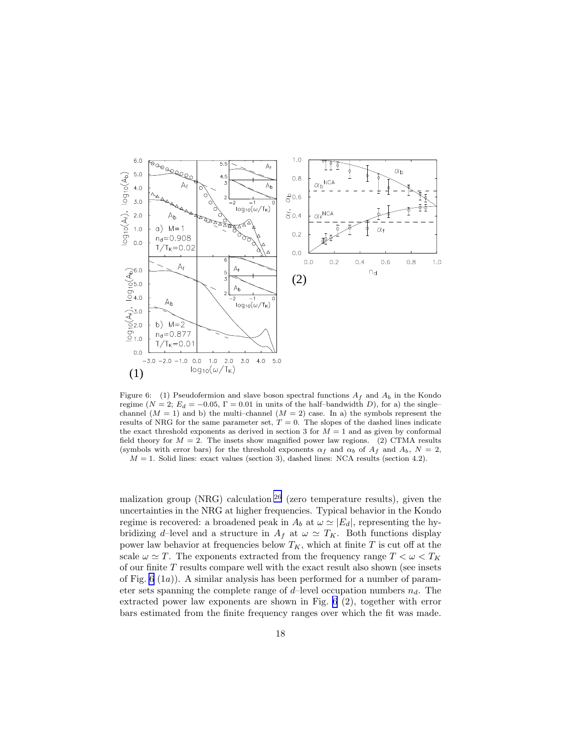Figure 6: (1) Pseudofermion and slave boson spectral functions $A_f$ and $A_b$ in the Kondo regime ($N = 2$; $E_d = -0.05$, $\Gamma = 0.01$ in units of the half–bandwidth $D$), for a) the single–channel ($M = 1$) and b) the multi–channel ($M = 2$) case. In a) the symbols represent the results of NRG for the same parameter set, $T = 0$. The slopes of the dashed lines indicate the exact threshold exponents as derived in section 3 for $M = 1$ and as given by conformal field theory for $M = 2$. The insets show magnified power law regions. (2) CTMA results (symbols with error bars) for the threshold exponents $\alpha_f$ and $\alpha_b$ of $A_f$ and $A_b$, $N = 2$, $M = 1$. Solid lines: exact values (section 3), dashed lines: NCA results (section 4.2).

malization group (NRG) calculation [26] (zero temperature results), given the uncertainties in the NRG at higher frequencies. Typical behavior in the Kondo regime is recovered: a broadened peak in $A_b$ at $\omega \simeq |E_d|$, representing the hybridizing $d$–level and a structure in $A_f$ at $\omega \simeq T_K$. Both functions display power law behavior at frequencies below $T_K$, which at finite $T$ is cut off at the scale $\omega \simeq T$. The exponents extracted from the frequency range $T < \omega < T_K$ of our finite $T$ results compare well with the exact result also shown (see insets of Fig. 6 (1$a$)). A similar analysis has been performed for a number of parameter sets spanning the complete range of $d$–level occupation numbers $n_d$. The extracted power law exponents are shown in Fig. 6 (2), together with error bars estimated from the finite frequency ranges over which the fit was made.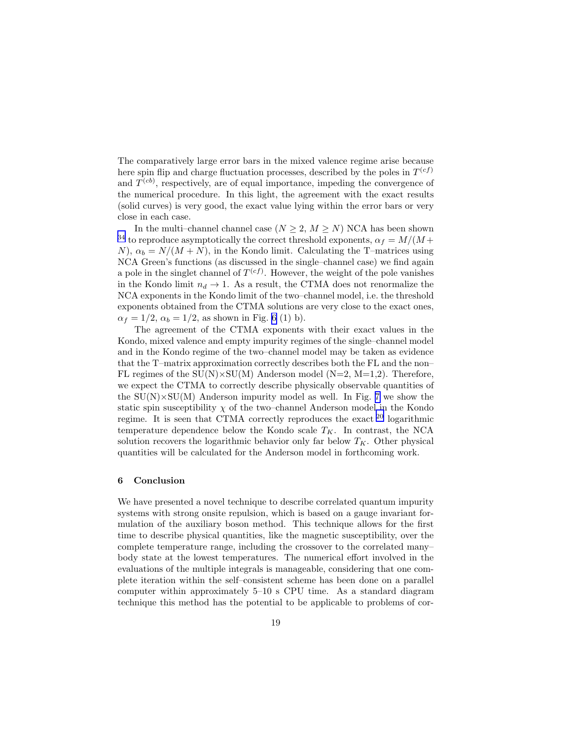The comparatively large error bars in the mixed valence regime arise because here spin flip and charge fluctuation processes, described by the poles in $T^{(cf)}$ and $T^{(cb)}$, respectively, are of equal importance, impeding the convergence of the numerical procedure. In this light, the agreement with the exact results (solid curves) is very good, the exact value lying within the error bars or very close in each case.

In the multi–channel channel case ($N \geq 2$, $M \geq N$) NCA has been shown [34] to reproduce asymptotically the correct threshold exponents, $\alpha_f = M/(M+N)$, $\alpha_b = N/(M+N)$, in the Kondo limit. Calculating the T–matrices using NCA Green's functions (as discussed in the single–channel case) we find again a pole in the singlet channel of $T^{(cf)}$. However, the weight of the pole vanishes in the Kondo limit $n_d \to 1$. As a result, the CTMA does not renormalize the NCA exponents in the Kondo limit of the two–channel model, i.e. the threshold exponents obtained from the CTMA solutions are very close to the exact ones, $\alpha_f = 1/2$, $\alpha_b = 1/2$, as shown in Fig. 6 (1) b).

The agreement of the CTMA exponents with their exact values in the Kondo, mixed valence and empty impurity regimes of the single–channel model and in the Kondo regime of the two–channel model may be taken as evidence that the T–matrix approximation correctly describes both the FL and the non–FL regimes of the SU(N)×SU(M) Anderson model (N=2, M=1,2). Therefore, we expect the CTMA to correctly describe physically observable quantities of the SU(N)×SU(M) Anderson impurity model as well. In Fig. 7 we show the static spin susceptibility $\chi$ of the two–channel Anderson model in the Kondo regime. It is seen that CTMA correctly reproduces the exact [20] logarithmic temperature dependence below the Kondo scale $T_K$. In contrast, the NCA solution recovers the logarithmic behavior only far below $T_K$. Other physical quantities will be calculated for the Anderson model in forthcoming work.

## 6 Conclusion

We have presented a novel technique to describe correlated quantum impurity systems with strong onsite repulsion, which is based on a gauge invariant formulation of the auxiliary boson method. This technique allows for the first time to describe physical quantities, like the magnetic susceptibility, over the complete temperature range, including the crossover to the correlated many–body state at the lowest temperatures. The numerical effort involved in the evaluations of the multiple integrals is manageable, considering that one complete iteration within the self–consistent scheme has been done on a parallel computer within approximately 5–10 s CPU time. As a standard diagram technique this method has the potential to be applicable to problems of cor-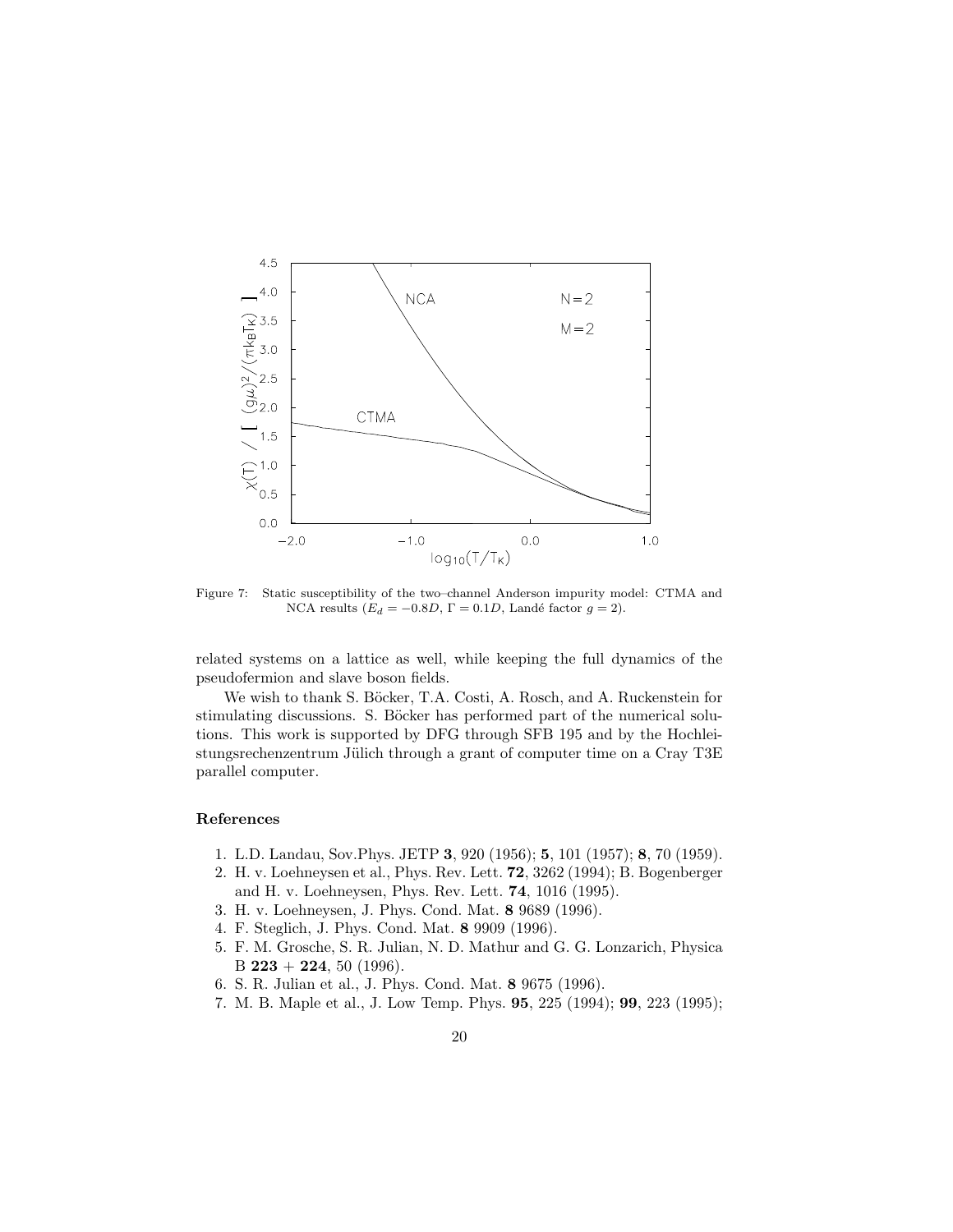Figure 7: Static susceptibility of the two–channel Anderson impurity model: CTMA and NCA results ($E_d = -0.8D$, $\Gamma = 0.1D$, Landé factor $g = 2$).

related systems on a lattice as well, while keeping the full dynamics of the pseudofermion and slave boson fields.

We wish to thank S. Böcker, T.A. Costi, A. Rosch, and A. Ruckenstein for stimulating discussions. S. Böcker has performed part of the numerical solutions. This work is supported by DFG through SFB 195 and by the Hochleistungsrechenzentrum Jülich through a grant of computer time on a Cray T3E parallel computer.

## References

1. L.D. Landau, Sov.Phys. JETP **3**, 920 (1956); **5**, 101 (1957); **8**, 70 (1959).
2. H. v. Loehneysen et al., Phys. Rev. Lett. **72**, 3262 (1994); B. Bogenberger and H. v. Loehneysen, Phys. Rev. Lett. **74**, 1016 (1995).
3. H. v. Loehneysen, J. Phys. Cond. Mat. **8** 9689 (1996).
4. F. Steglich, J. Phys. Cond. Mat. **8** 9909 (1996).
5. F. M. Grosche, S. R. Julian, N. D. Mathur and G. G. Lonzarich, Physica B **223** + **224**, 50 (1996).
6. S. R. Julian et al., J. Phys. Cond. Mat. **8** 9675 (1996).
7. M. B. Maple et al., J. Low Temp. Phys. **95**, 225 (1994); **99**, 223 (1995);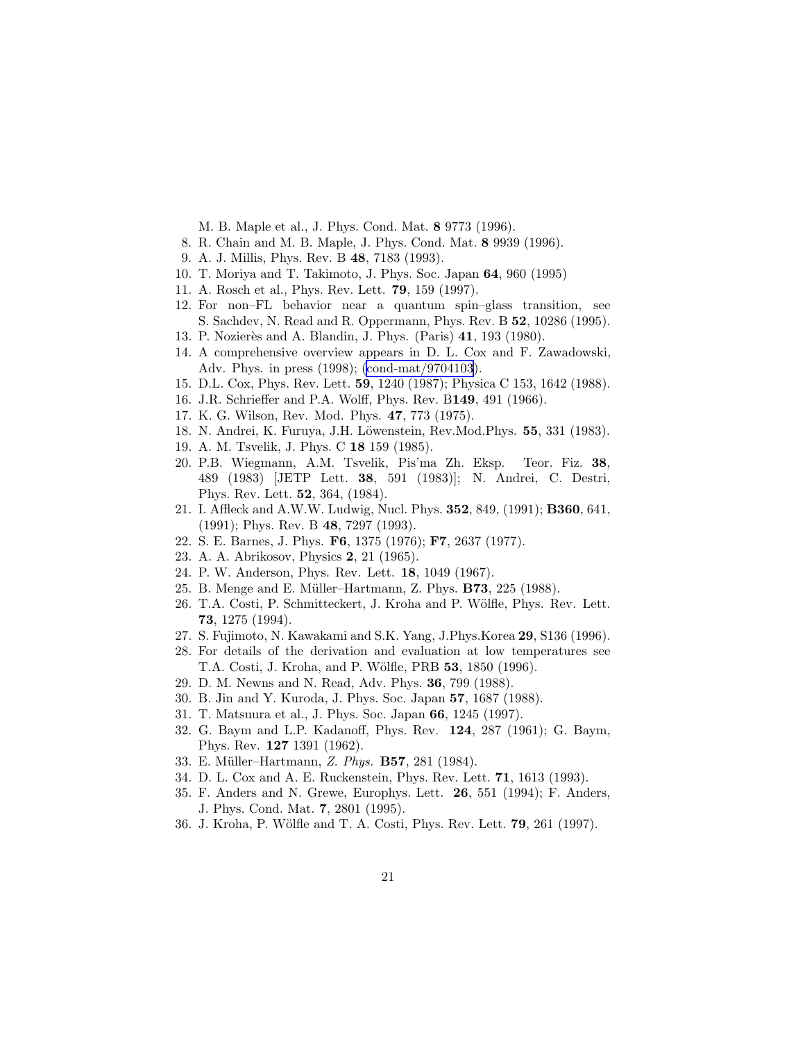M. B. Maple et al., J. Phys. Cond. Mat. **8** 9773 (1996).

8. R. Chain and M. B. Maple, J. Phys. Cond. Mat. **8** 9939 (1996).
9. A. J. Millis, Phys. Rev. B **48**, 7183 (1993).
10. T. Moriya and T. Takimoto, J. Phys. Soc. Japan **64**, 960 (1995)
11. A. Rosch et al., Phys. Rev. Lett. **79**, 159 (1997).
12. For non–FL behavior near a quantum spin–glass transition, see S. Sachdev, N. Read and R. Oppermann, Phys. Rev. B **52**, 10286 (1995).
13. P. Nozierès and A. Blandin, J. Phys. (Paris) **41**, 193 (1980).
14. A comprehensive overview appears in D. L. Cox and F. Zawadowski, Adv. Phys. in press (1998); (cond-mat/9704103).
15. D.L. Cox, Phys. Rev. Lett. **59**, 1240 (1987); Physica C 153, 1642 (1988).
16. J.R. Schrieffer and P.A. Wolff, Phys. Rev. B**149**, 491 (1966).
17. K. G. Wilson, Rev. Mod. Phys. **47**, 773 (1975).
18. N. Andrei, K. Furuya, J.H. Löwenstein, Rev.Mod.Phys. **55**, 331 (1983).
19. A. M. Tsvelik, J. Phys. C **18** 159 (1985).
20. P.B. Wiegmann, A.M. Tsvelik, Pis'ma Zh. Eksp. Teor. Fiz. **38**, 489 (1983) [JETP Lett. **38**, 591 (1983)]; N. Andrei, C. Destri, Phys. Rev. Lett. **52**, 364, (1984).
21. I. Affleck and A.W.W. Ludwig, Nucl. Phys. **352**, 849, (1991); **B360**, 641, (1991); Phys. Rev. B **48**, 7297 (1993).
22. S. E. Barnes, J. Phys. **F6**, 1375 (1976); **F7**, 2637 (1977).
23. A. A. Abrikosov, Physics **2**, 21 (1965).
24. P. W. Anderson, Phys. Rev. Lett. **18**, 1049 (1967).
25. B. Menge and E. Müller–Hartmann, Z. Phys. **B73**, 225 (1988).
26. T.A. Costi, P. Schmitteckert, J. Kroha and P. Wölfle, Phys. Rev. Lett. **73**, 1275 (1994).
27. S. Fujimoto, N. Kawakami and S.K. Yang, J.Phys.Korea **29**, S136 (1996).
28. For details of the derivation and evaluation at low temperatures see T.A. Costi, J. Kroha, and P. Wölfle, PRB **53**, 1850 (1996).
29. D. M. Newns and N. Read, Adv. Phys. **36**, 799 (1988).
30. B. Jin and Y. Kuroda, J. Phys. Soc. Japan **57**, 1687 (1988).
31. T. Matsuura et al., J. Phys. Soc. Japan **66**, 1245 (1997).
32. G. Baym and L.P. Kadanoff, Phys. Rev. **124**, 287 (1961); G. Baym, Phys. Rev. **127** 1391 (1962).
33. E. Müller–Hartmann, *Z. Phys.* **B57**, 281 (1984).
34. D. L. Cox and A. E. Ruckenstein, Phys. Rev. Lett. **71**, 1613 (1993).
35. F. Anders and N. Grewe, Europhys. Lett. **26**, 551 (1994); F. Anders, J. Phys. Cond. Mat. **7**, 2801 (1995).
36. J. Kroha, P. Wölfle and T. A. Costi, Phys. Rev. Lett. **79**, 261 (1997).